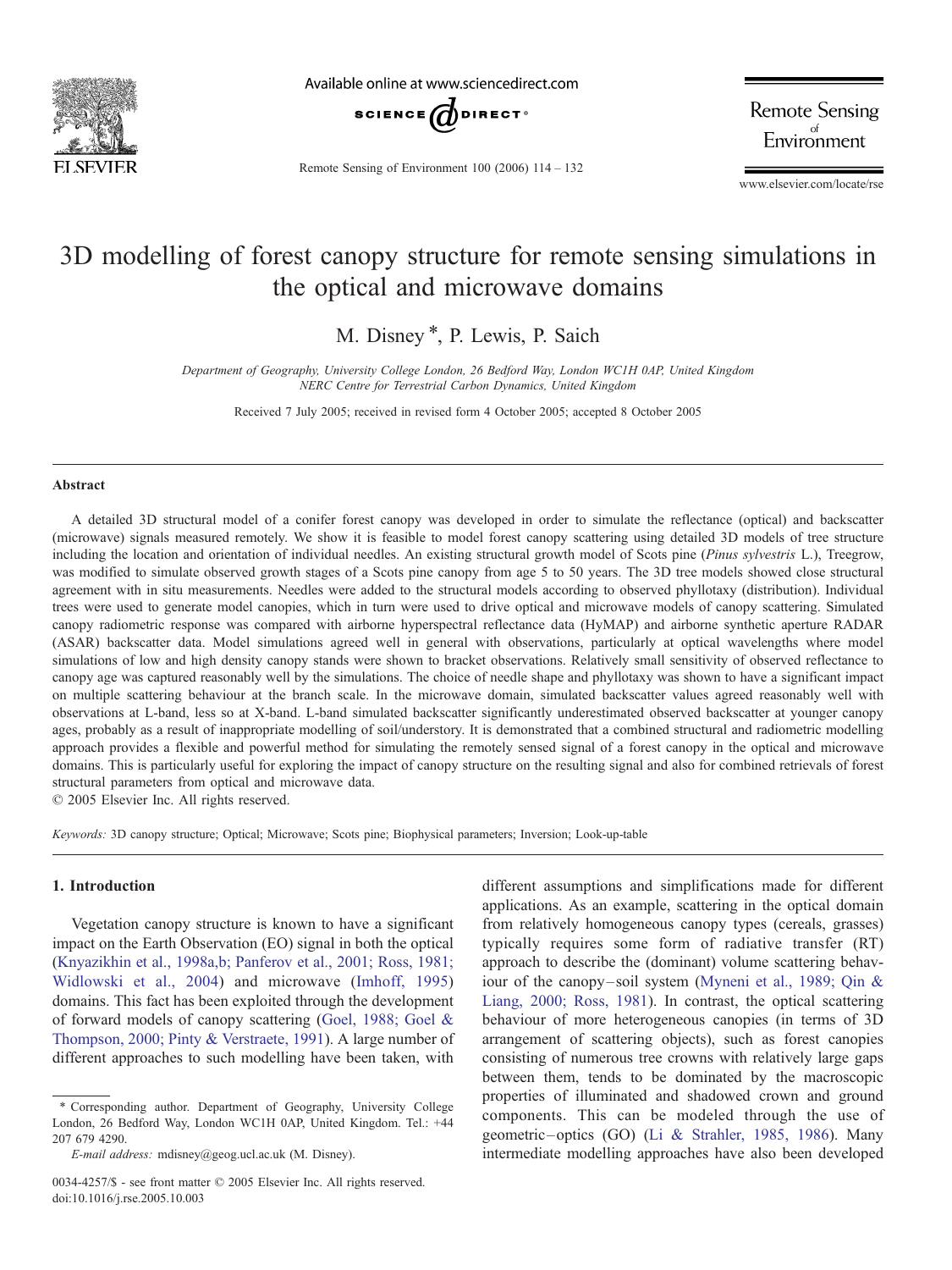# 3D modelling of forest canopy structure for remote sensing simulations in the optical and microwave domains

M. Disney *, P. Lewis, P. Saich

*Department of Geography, University College London, 26 Bedford Way, London WC1H 0AP, United Kingdom*
*NERC Centre for Terrestrial Carbon Dynamics, United Kingdom*

Received 7 July 2005; received in revised form 4 October 2005; accepted 8 October 2005

## Abstract

A detailed 3D structural model of a conifer forest canopy was developed in order to simulate the reflectance (optical) and backscatter (microwave) signals measured remotely. We show it is feasible to model forest canopy scattering using detailed 3D models of tree structure including the location and orientation of individual needles. An existing structural growth model of Scots pine (*Pinus sylvestris* L.), Treegrow, was modified to simulate observed growth stages of a Scots pine canopy from age 5 to 50 years. The 3D tree models showed close structural agreement with in situ measurements. Needles were added to the structural models according to observed phyllotaxy (distribution). Individual trees were used to generate model canopies, which in turn were used to drive optical and microwave models of canopy scattering. Simulated canopy radiometric response was compared with airborne hyperspectral reflectance data (HyMAP) and airborne synthetic aperture RADAR (ASAR) backscatter data. Model simulations agreed well in general with observations, particularly at optical wavelengths where model simulations of low and high density canopy stands were shown to bracket observations. Relatively small sensitivity of observed reflectance to canopy age was captured reasonably well by the simulations. The choice of needle shape and phyllotaxy was shown to have a significant impact on multiple scattering behaviour at the branch scale. In the microwave domain, simulated backscatter values agreed reasonably well with observations at L-band, less so at X-band. L-band simulated backscatter significantly underestimated observed backscatter at younger canopy ages, probably as a result of inappropriate modelling of soil/understory. It is demonstrated that a combined structural and radiometric modelling approach provides a flexible and powerful method for simulating the remotely sensed signal of a forest canopy in the optical and microwave domains. This is particularly useful for exploring the impact of canopy structure on the resulting signal and also for combined retrievals of forest structural parameters from optical and microwave data.

© 2005 Elsevier Inc. All rights reserved.

*Keywords:* 3D canopy structure; Optical; Microwave; Scots pine; Biophysical parameters; Inversion; Look-up-table

## 1. Introduction

Vegetation canopy structure is known to have a significant impact on the Earth Observation (EO) signal in both the optical (Knyazikhin et al., 1998a,b; Panferov et al., 2001; Ross, 1981; Widlowski et al., 2004) and microwave (Imhoff, 1995) domains. This fact has been exploited through the development of forward models of canopy scattering (Goel, 1988; Goel & Thompson, 2000; Pinty & Verstraete, 1991). A large number of different approaches to such modelling have been taken, with different assumptions and simplifications made for different applications. As an example, scattering in the optical domain from relatively homogeneous canopy types (cereals, grasses) typically requires some form of radiative transfer (RT) approach to describe the (dominant) volume scattering behaviour of the canopy–soil system (Myneni et al., 1989; Qin & Liang, 2000; Ross, 1981). In contrast, the optical scattering behaviour of more heterogeneous canopies (in terms of 3D arrangement of scattering objects), such as forest canopies consisting of numerous tree crowns with relatively large gaps between them, tends to be dominated by the macroscopic properties of illuminated and shadowed crown and ground components. This can be modeled through the use of geometric–optics (GO) (Li & Strahler, 1985, 1986). Many intermediate modelling approaches have also been developed

---

\* Corresponding author. Department of Geography, University College London, 26 Bedford Way, London WC1H 0AP, United Kingdom. Tel.: +44 207 679 4290.

*E-mail address:* mdisney@geog.ucl.ac.uk (M. Disney).

0034-4257/$ - see front matter © 2005 Elsevier Inc. All rights reserved.
doi:10.1016/j.rse.2005.10.003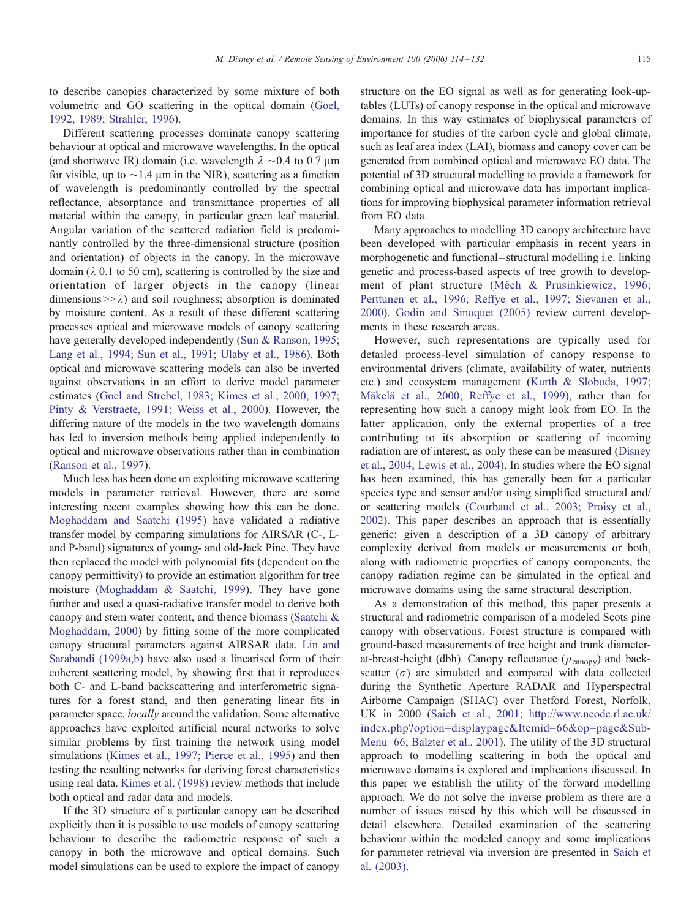to describe canopies characterized by some mixture of both volumetric and GO scattering in the optical domain (Goel, 1992, 1989; Strahler, 1996).

Different scattering processes dominate canopy scattering behaviour at optical and microwave wavelengths. In the optical (and shortwave IR) domain (i.e. wavelength $\lambda$ ~0.4 to 0.7 μm for visible, up to ~1.4 μm in the NIR), scattering as a function of wavelength is predominantly controlled by the spectral reflectance, absorptance and transmittance properties of all material within the canopy, in particular green leaf material. Angular variation of the scattered radiation field is predominantly controlled by the three-dimensional structure (position and orientation) of objects in the canopy. In the microwave domain ($\lambda$ 0.1 to 50 cm), scattering is controlled by the size and orientation of larger objects in the canopy (linear dimensions>>$\lambda$) and soil roughness; absorption is dominated by moisture content. As a result of these different scattering processes optical and microwave models of canopy scattering have generally developed independently (Sun & Ranson, 1995; Lang et al., 1994; Sun et al., 1991; Ulaby et al., 1986). Both optical and microwave scattering models can also be inverted against observations in an effort to derive model parameter estimates (Goel and Strebel, 1983; Kimes et al., 2000, 1997; Pinty & Verstraete, 1991; Weiss et al., 2000). However, the differing nature of the models in the two wavelength domains has led to inversion methods being applied independently to optical and microwave observations rather than in combination (Ranson et al., 1997).

Much less has been done on exploiting microwave scattering models in parameter retrieval. However, there are some interesting recent examples showing how this can be done. Moghaddam and Saatchi (1995) have validated a radiative transfer model by comparing simulations for AIRSAR (C-, L- and P-band) signatures of young- and old-Jack Pine. They have then replaced the model with polynomial fits (dependent on the canopy permittivity) to provide an estimation algorithm for tree moisture (Moghaddam & Saatchi, 1999). They have gone further and used a quasi-radiative transfer model to derive both canopy and stem water content, and thence biomass (Saatchi & Moghaddam, 2000) by fitting some of the more complicated canopy structural parameters against AIRSAR data. Lin and Sarabandi (1999a,b) have also used a linearised form of their coherent scattering model, by showing first that it reproduces both C- and L-band backscattering and interferometric signatures for a forest stand, and then generating linear fits in parameter space, *locally* around the validation. Some alternative approaches have exploited artificial neural networks to solve similar problems by first training the network using model simulations (Kimes et al., 1997; Pierce et al., 1995) and then testing the resulting networks for deriving forest characteristics using real data. Kimes et al. (1998) review methods that include both optical and radar data and models.

If the 3D structure of a particular canopy can be described explicitly then it is possible to use models of canopy scattering behaviour to describe the radiometric response of such a canopy in both the microwave and optical domains. Such model simulations can be used to explore the impact of canopy structure on the EO signal as well as for generating look-up-tables (LUTs) of canopy response in the optical and microwave domains. In this way estimates of biophysical parameters of importance for studies of the carbon cycle and global climate, such as leaf area index (LAI), biomass and canopy cover can be generated from combined optical and microwave EO data. The potential of 3D structural modelling to provide a framework for combining optical and microwave data has important implications for improving biophysical parameter information retrieval from EO data.

Many approaches to modelling 3D canopy architecture have been developed with particular emphasis in recent years in morphogenetic and functional–structural modelling i.e. linking genetic and process-based aspects of tree growth to development of plant structure (Mêch & Prusinkiewicz, 1996; Perttunen et al., 1996; Reffye et al., 1997; Sievanen et al., 2000). Godin and Sinoquet (2005) review current developments in these research areas.

However, such representations are typically used for detailed process-level simulation of canopy response to environmental drivers (climate, availability of water, nutrients etc.) and ecosystem management (Kurth & Sloboda, 1997; Mäkelä et al., 2000; Reffye et al., 1999), rather than for representing how such a canopy might look from EO. In the latter application, only the external properties of a tree contributing to its absorption or scattering of incoming radiation are of interest, as only these can be measured (Disney et al., 2004; Lewis et al., 2004). In studies where the EO signal has been examined, this has generally been for a particular species type and sensor and/or using simplified structural and/or scattering models (Courbaud et al., 2003; Proisy et al., 2002). This paper describes an approach that is essentially generic: given a description of a 3D canopy of arbitrary complexity derived from models or measurements or both, along with radiometric properties of canopy components, the canopy radiation regime can be simulated in the optical and microwave domains using the same structural description.

As a demonstration of this method, this paper presents a structural and radiometric comparison of a modeled Scots pine canopy with observations. Forest structure is compared with ground-based measurements of tree height and trunk diameter-at-breast-height (dbh). Canopy reflectance ($\rho_{\mathrm{canopy}}$) and backscatter ($\sigma$) are simulated and compared with data collected during the Synthetic Aperture RADAR and Hyperspectral Airborne Campaign (SHAC) over Thetford Forest, Norfolk, UK in 2000 (Saich et al., 2001; http://www.neodc.rl.ac.uk/index.php?option=displaypage&Itemid=66&op=page&SubMenu=66; Balzter et al., 2001). The utility of the 3D structural approach to modelling scattering in both the optical and microwave domains is explored and implications discussed. In this paper we establish the utility of the forward modelling approach. We do not solve the inverse problem as there are a number of issues raised by this which will be discussed in detail elsewhere. Detailed examination of the scattering behaviour within the modeled canopy and some implications for parameter retrieval via inversion are presented in Saich et al. (2003).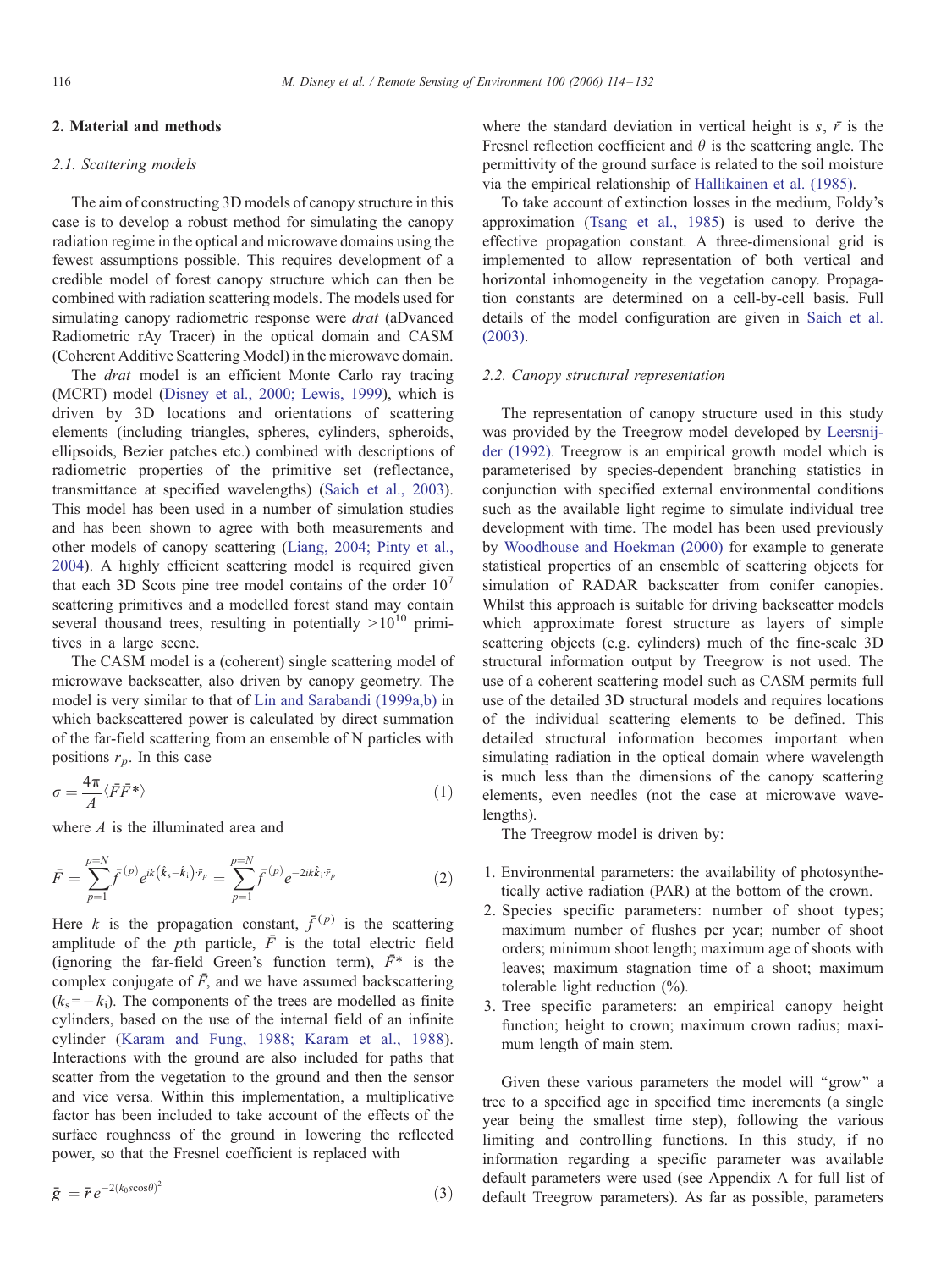## 2. Material and methods

### 2.1. Scattering models

The aim of constructing 3D models of canopy structure in this case is to develop a robust method for simulating the canopy radiation regime in the optical and microwave domains using the fewest assumptions possible. This requires development of a credible model of forest canopy structure which can then be combined with radiation scattering models. The models used for simulating canopy radiometric response were *drat* (aDvanced Radiometric rAy Tracer) in the optical domain and CASM (Coherent Additive Scattering Model) in the microwave domain.

The *drat* model is an efficient Monte Carlo ray tracing (MCRT) model (Disney et al., 2000; Lewis, 1999), which is driven by 3D locations and orientations of scattering elements (including triangles, spheres, cylinders, spheroids, ellipsoids, Bezier patches etc.) combined with descriptions of radiometric properties of the primitive set (reflectance, transmittance at specified wavelengths) (Saich et al., 2003). This model has been used in a number of simulation studies and has been shown to agree with both measurements and other models of canopy scattering (Liang, 2004; Pinty et al., 2004). A highly efficient scattering model is required given that each 3D Scots pine tree model contains of the order $10^7$ scattering primitives and a modelled forest stand may contain several thousand trees, resulting in potentially $>10^{10}$ primitives in a large scene.

The CASM model is a (coherent) single scattering model of microwave backscatter, also driven by canopy geometry. The model is very similar to that of Lin and Sarabandi (1999a,b) in which backscattered power is calculated by direct summation of the far-field scattering from an ensemble of N particles with positions $r_p$. In this case

$$\sigma = \frac{4\pi}{A}\langle \bar{F}\bar{F}^* \rangle \tag{1}$$

where $A$ is the illuminated area and

$$\bar{F} = \sum_{p=1}^{p=N} \bar{f}^{(p)} e^{ik\left(\hat{k}_s - \hat{k}_i\right)\cdot \bar{r}_p} = \sum_{p=1}^{p=N} \bar{f}^{(p)} e^{-2ik\hat{k}_i\cdot \bar{r}_p} \tag{2}$$

Here $k$ is the propagation constant, $\bar{f}^{(p)}$ is the scattering amplitude of the $p$th particle, $\bar{F}$ is the total electric field (ignoring the far-field Green's function term), $\bar{F}^*$ is the complex conjugate of $\bar{F}$, and we have assumed backscattering ($k_s = -k_i$). The components of the trees are modelled as finite cylinders, based on the use of the internal field of an infinite cylinder (Karam and Fung, 1988; Karam et al., 1988). Interactions with the ground are also included for paths that scatter from the vegetation to the ground and then the sensor and vice versa. Within this implementation, a multiplicative factor has been included to take account of the effects of the surface roughness of the ground in lowering the reflected power, so that the Fresnel coefficient is replaced with

$$\bar{g} = \bar{r}\, e^{-2(k_0 s \cos\theta)^2} \tag{3}$$

where the standard deviation in vertical height is $s$, $\bar{r}$ is the Fresnel reflection coefficient and $\theta$ is the scattering angle. The permittivity of the ground surface is related to the soil moisture via the empirical relationship of Hallikainen et al. (1985).

To take account of extinction losses in the medium, Foldy's approximation (Tsang et al., 1985) is used to derive the effective propagation constant. A three-dimensional grid is implemented to allow representation of both vertical and horizontal inhomogeneity in the vegetation canopy. Propagation constants are determined on a cell-by-cell basis. Full details of the model configuration are given in Saich et al. (2003).

### 2.2. Canopy structural representation

The representation of canopy structure used in this study was provided by the Treegrow model developed by Leersnijder (1992). Treegrow is an empirical growth model which is parameterised by species-dependent branching statistics in conjunction with specified external environmental conditions such as the available light regime to simulate individual tree development with time. The model has been used previously by Woodhouse and Hoekman (2000) for example to generate statistical properties of an ensemble of scattering objects for simulation of RADAR backscatter from conifer canopies. Whilst this approach is suitable for driving backscatter models which approximate forest structure as layers of simple scattering objects (e.g. cylinders) much of the fine-scale 3D structural information output by Treegrow is not used. The use of a coherent scattering model such as CASM permits full use of the detailed 3D structural models and requires locations of the individual scattering elements to be defined. This detailed structural information becomes important when simulating radiation in the optical domain where wavelength is much less than the dimensions of the canopy scattering elements, even needles (not the case at microwave wavelengths).

The Treegrow model is driven by:

1. Environmental parameters: the availability of photosynthetically active radiation (PAR) at the bottom of the crown.
2. Species specific parameters: number of shoot types; maximum number of flushes per year; number of shoot orders; minimum shoot length; maximum age of shoots with leaves; maximum stagnation time of a shoot; maximum tolerable light reduction (%).
3. Tree specific parameters: an empirical canopy height function; height to crown; maximum crown radius; maximum length of main stem.

Given these various parameters the model will "grow" a tree to a specified age in specified time increments (a single year being the smallest time step), following the various limiting and controlling functions. In this study, if no information regarding a specific parameter was available default parameters were used (see Appendix A for full list of default Treegrow parameters). As far as possible, parameters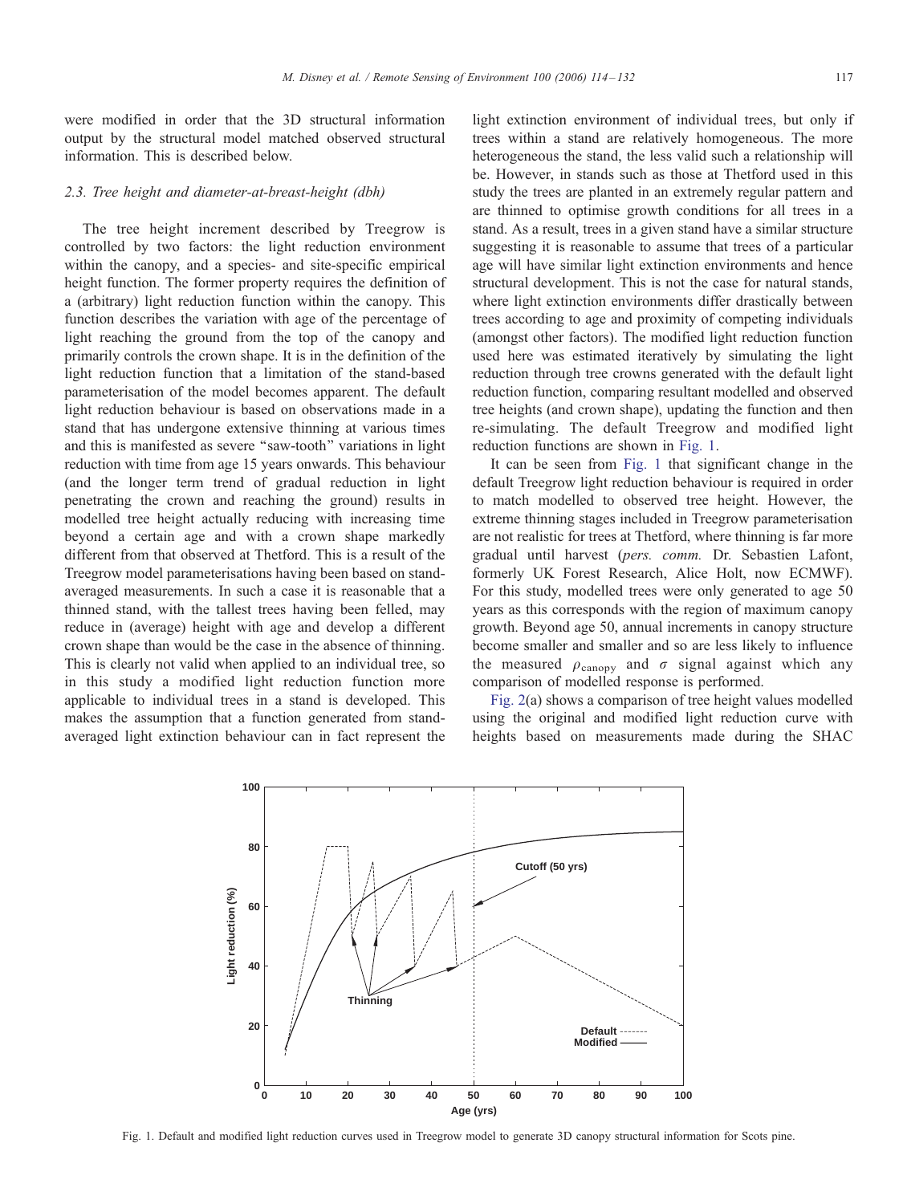were modified in order that the 3D structural information output by the structural model matched observed structural information. This is described below.

### 2.3. Tree height and diameter-at-breast-height (dbh)

The tree height increment described by Treegrow is controlled by two factors: the light reduction environment within the canopy, and a species- and site-specific empirical height function. The former property requires the definition of a (arbitrary) light reduction function within the canopy. This function describes the variation with age of the percentage of light reaching the ground from the top of the canopy and primarily controls the crown shape. It is in the definition of the light reduction function that a limitation of the stand-based parameterisation of the model becomes apparent. The default light reduction behaviour is based on observations made in a stand that has undergone extensive thinning at various times and this is manifested as severe "saw-tooth" variations in light reduction with time from age 15 years onwards. This behaviour (and the longer term trend of gradual reduction in light penetrating the crown and reaching the ground) results in modelled tree height actually reducing with increasing time beyond a certain age and with a crown shape markedly different from that observed at Thetford. This is a result of the Treegrow model parameterisations having been based on stand-averaged measurements. In such a case it is reasonable that a thinned stand, with the tallest trees having been felled, may reduce in (average) height with age and develop a different crown shape than would be the case in the absence of thinning. This is clearly not valid when applied to an individual tree, so in this study a modified light reduction function more applicable to individual trees in a stand is developed. This makes the assumption that a function generated from stand-averaged light extinction behaviour can in fact represent the light extinction environment of individual trees, but only if trees within a stand are relatively homogeneous. The more heterogeneous the stand, the less valid such a relationship will be. However, in stands such as those at Thetford used in this study the trees are planted in an extremely regular pattern and are thinned to optimise growth conditions for all trees in a stand. As a result, trees in a given stand have a similar structure suggesting it is reasonable to assume that trees of a particular age will have similar light extinction environments and hence structural development. This is not the case for natural stands, where light extinction environments differ drastically between trees according to age and proximity of competing individuals (amongst other factors). The modified light reduction function used here was estimated iteratively by simulating the light reduction through tree crowns generated with the default light reduction function, comparing resultant modelled and observed tree heights (and crown shape), updating the function and then re-simulating. The default Treegrow and modified light reduction functions are shown in Fig. 1.

It can be seen from Fig. 1 that significant change in the default Treegrow light reduction behaviour is required in order to match modelled to observed tree height. However, the extreme thinning stages included in Treegrow parameterisation are not realistic for trees at Thetford, where thinning is far more gradual until harvest (*pers. comm.* Dr. Sebastien Lafont, formerly UK Forest Research, Alice Holt, now ECMWF). For this study, modelled trees were only generated to age 50 years as this corresponds with the region of maximum canopy growth. Beyond age 50, annual increments in canopy structure become smaller and smaller and so are less likely to influence the measured $\rho_{\mathrm{canopy}}$ and $\sigma$ signal against which any comparison of modelled response is performed.

Fig. 2(a) shows a comparison of tree height values modelled using the original and modified light reduction curve with heights based on measurements made during the SHAC

Fig. 1. Default and modified light reduction curves used in Treegrow model to generate 3D canopy structural information for Scots pine.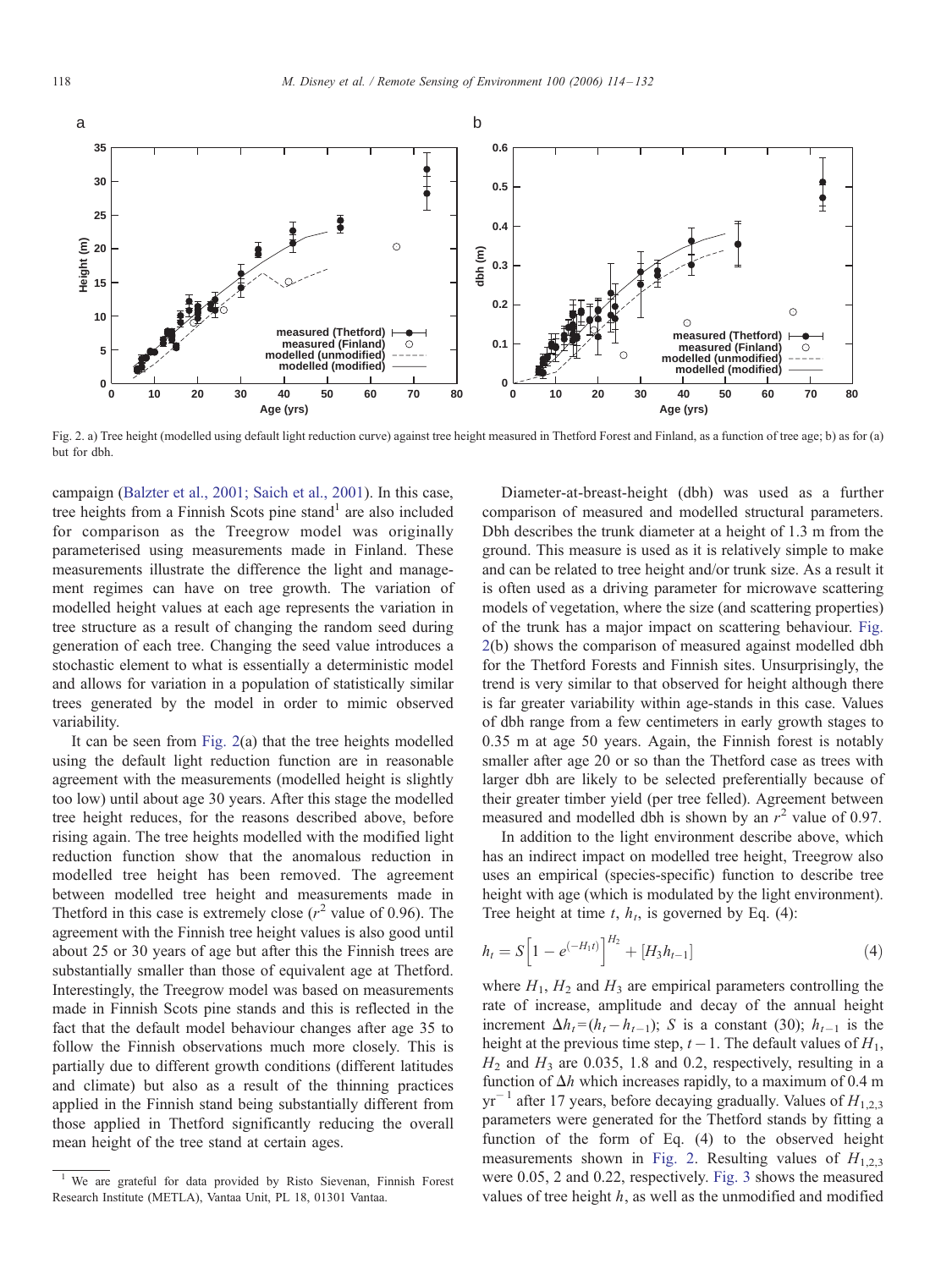Fig. 2. a) Tree height (modelled using default light reduction curve) against tree height measured in Thetford Forest and Finland, as a function of tree age; b) as for (a) but for dbh.

campaign (Balzter et al., 2001; Saich et al., 2001). In this case, tree heights from a Finnish Scots pine stand[1] are also included for comparison as the Treegrow model was originally parameterised using measurements made in Finland. These measurements illustrate the difference the light and management regimes can have on tree growth. The variation of modelled height values at each age represents the variation in tree structure as a result of changing the random seed during generation of each tree. Changing the seed value introduces a stochastic element to what is essentially a deterministic model and allows for variation in a population of statistically similar trees generated by the model in order to mimic observed variability.

It can be seen from Fig. 2(a) that the tree heights modelled using the default light reduction function are in reasonable agreement with the measurements (modelled height is slightly too low) until about age 30 years. After this stage the modelled tree height reduces, for the reasons described above, before rising again. The tree heights modelled with the modified light reduction function show that the anomalous reduction in modelled tree height has been removed. The agreement between modelled tree height and measurements made in Thetford in this case is extremely close ($r^2$ value of 0.96). The agreement with the Finnish tree height values is also good until about 25 or 30 years of age but after this the Finnish trees are substantially smaller than those of equivalent age at Thetford. Interestingly, the Treegrow model was based on measurements made in Finnish Scots pine stands and this is reflected in the fact that the default model behaviour changes after age 35 to follow the Finnish observations much more closely. This is partially due to different growth conditions (different latitudes and climate) but also as a result of the thinning practices applied in the Finnish stand being substantially different from those applied in Thetford significantly reducing the overall mean height of the tree stand at certain ages.

Diameter-at-breast-height (dbh) was used as a further comparison of measured and modelled structural parameters. Dbh describes the trunk diameter at a height of 1.3 m from the ground. This measure is used as it is relatively simple to make and can be related to tree height and/or trunk size. As a result it is often used as a driving parameter for microwave scattering models of vegetation, where the size (and scattering properties) of the trunk has a major impact on scattering behaviour. Fig. 2(b) shows the comparison of measured against modelled dbh for the Thetford Forests and Finnish sites. Unsurprisingly, the trend is very similar to that observed for height although there is far greater variability within age-stands in this case. Values of dbh range from a few centimeters in early growth stages to 0.35 m at age 50 years. Again, the Finnish forest is notably smaller after age 20 or so than the Thetford case as trees with larger dbh are likely to be selected preferentially because of their greater timber yield (per tree felled). Agreement between measured and modelled dbh is shown by an $r^2$ value of 0.97.

In addition to the light environment describe above, which has an indirect impact on modelled tree height, Treegrow also uses an empirical (species-specific) function to describe tree height with age (which is modulated by the light environment). Tree height at time $t$, $h_t$, is governed by Eq. (4):

$$h_t = S\left[1 - e^{(-H_1 t)}\right]^{H_2} + [H_3 h_{t-1}] \tag{4}$$

where $H_1$, $H_2$ and $H_3$ are empirical parameters controlling the rate of increase, amplitude and decay of the annual height increment $\Delta h_t = (h_t - h_{t-1})$; $S$ is a constant (30); $h_{t-1}$ is the height at the previous time step, $t-1$. The default values of $H_1$, $H_2$ and $H_3$ are 0.035, 1.8 and 0.2, respectively, resulting in a function of $\Delta h$ which increases rapidly, to a maximum of 0.4 m $\text{yr}^{-1}$ after 17 years, before decaying gradually. Values of $H_{1,2,3}$ parameters were generated for the Thetford stands by fitting a function of the form of Eq. (4) to the observed height measurements shown in Fig. 2. Resulting values of $H_{1,2,3}$ were 0.05, 2 and 0.22, respectively. Fig. 3 shows the measured values of tree height $h$, as well as the unmodified and modified

[1] We are grateful for data provided by Risto Sievenan, Finnish Forest Research Institute (METLA), Vantaa Unit, PL 18, 01301 Vantaa.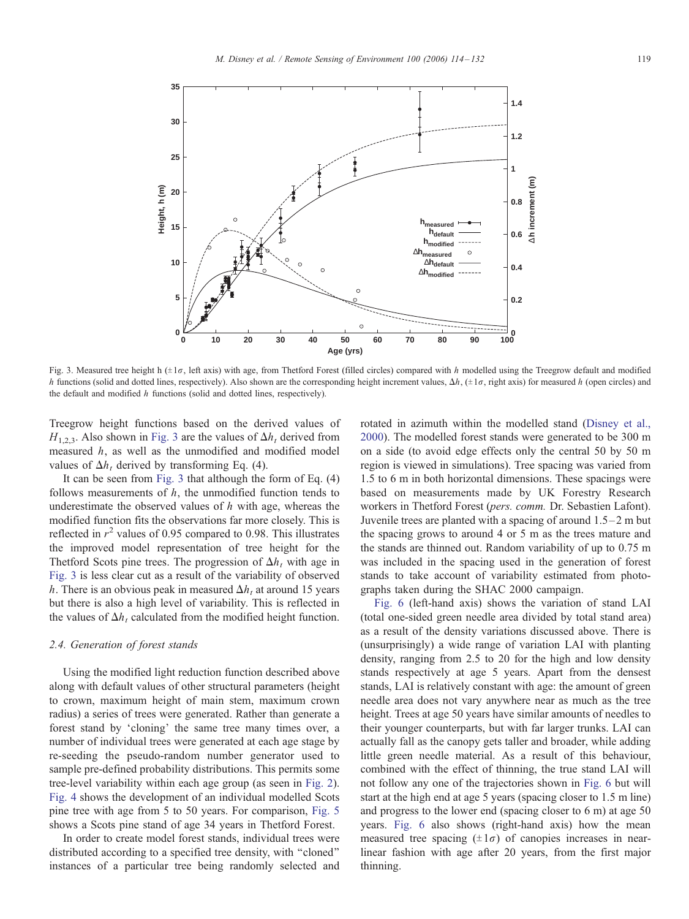Fig. 3. Measured tree height h ($\pm 1\sigma$, left axis) with age, from Thetford Forest (filled circles) compared with $h$ modelled using the Treegrow default and modified $h$ functions (solid and dotted lines, respectively). Also shown are the corresponding height increment values, $\Delta h$, ($\pm 1\sigma$, right axis) for measured $h$ (open circles) and the default and modified $h$ functions (solid and dotted lines, respectively).

Treegrow height functions based on the derived values of $H_{1,2,3}$. Also shown in Fig. 3 are the values of $\Delta h_t$ derived from measured $h$, as well as the unmodified and modified model values of $\Delta h_t$ derived by transforming Eq. (4).

It can be seen from Fig. 3 that although the form of Eq. (4) follows measurements of $h$, the unmodified function tends to underestimate the observed values of $h$ with age, whereas the modified function fits the observations far more closely. This is reflected in $r^2$ values of 0.95 compared to 0.98. This illustrates the improved model representation of tree height for the Thetford Scots pine trees. The progression of $\Delta h_t$ with age in Fig. 3 is less clear cut as a result of the variability of observed $h$. There is an obvious peak in measured $\Delta h_t$ at around 15 years but there is also a high level of variability. This is reflected in the values of $\Delta h_t$ calculated from the modified height function.

### 2.4. Generation of forest stands

Using the modified light reduction function described above along with default values of other structural parameters (height to crown, maximum height of main stem, maximum crown radius) a series of trees were generated. Rather than generate a forest stand by 'cloning' the same tree many times over, a number of individual trees were generated at each age stage by re-seeding the pseudo-random number generator used to sample pre-defined probability distributions. This permits some tree-level variability within each age group (as seen in Fig. 2). Fig. 4 shows the development of an individual modelled Scots pine tree with age from 5 to 50 years. For comparison, Fig. 5 shows a Scots pine stand of age 34 years in Thetford Forest.

In order to create model forest stands, individual trees were distributed according to a specified tree density, with "cloned" instances of a particular tree being randomly selected and rotated in azimuth within the modelled stand (Disney et al., 2000). The modelled forest stands were generated to be 300 m on a side (to avoid edge effects only the central 50 by 50 m region is viewed in simulations). Tree spacing was varied from 1.5 to 6 m in both horizontal dimensions. These spacings were based on measurements made by UK Forestry Research workers in Thetford Forest (*pers. comm.* Dr. Sebastien Lafont). Juvenile trees are planted with a spacing of around 1.5–2 m but the spacing grows to around 4 or 5 m as the trees mature and the stands are thinned out. Random variability of up to 0.75 m was included in the spacing used in the generation of forest stands to take account of variability estimated from photographs taken during the SHAC 2000 campaign.

Fig. 6 (left-hand axis) shows the variation of stand LAI (total one-sided green needle area divided by total stand area) as a result of the density variations discussed above. There is (unsurprisingly) a wide range of variation LAI with planting density, ranging from 2.5 to 20 for the high and low density stands respectively at age 5 years. Apart from the densest stands, LAI is relatively constant with age: the amount of green needle area does not vary anywhere near as much as the tree height. Trees at age 50 years have similar amounts of needles to their younger counterparts, but with far larger trunks. LAI can actually fall as the canopy gets taller and broader, while adding little green needle material. As a result of this behaviour, combined with the effect of thinning, the true stand LAI will not follow any one of the trajectories shown in Fig. 6 but will start at the high end at age 5 years (spacing closer to 1.5 m line) and progress to the lower end (spacing closer to 6 m) at age 50 years. Fig. 6 also shows (right-hand axis) how the mean measured tree spacing ($\pm 1\sigma$) of canopies increases in near-linear fashion with age after 20 years, from the first major thinning.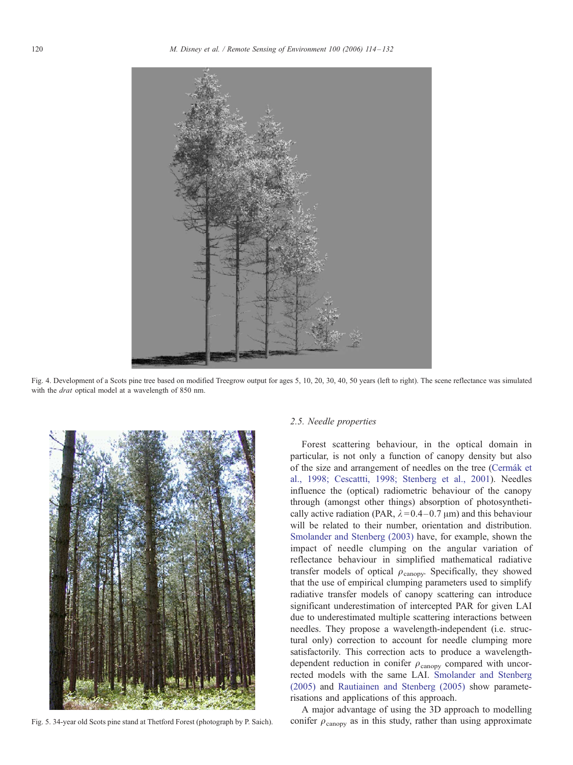Fig. 4. Development of a Scots pine tree based on modified Treegrow output for ages 5, 10, 20, 30, 40, 50 years (left to right). The scene reflectance was simulated with the *drat* optical model at a wavelength of 850 nm.

Fig. 5. 34-year old Scots pine stand at Thetford Forest (photograph by P. Saich).

### 2.5. Needle properties

Forest scattering behaviour, in the optical domain in particular, is not only a function of canopy density but also of the size and arrangement of needles on the tree (Cermák et al., 1998; Cescattti, 1998; Stenberg et al., 2001). Needles influence the (optical) radiometric behaviour of the canopy through (amongst other things) absorption of photosynthetically active radiation (PAR, $\lambda = 0.4 - 0.7$ μm) and this behaviour will be related to their number, orientation and distribution. Smolander and Stenberg (2003) have, for example, shown the impact of needle clumping on the angular variation of reflectance behaviour in simplified mathematical radiative transfer models of optical $\rho_{canopy}$. Specifically, they showed that the use of empirical clumping parameters used to simplify radiative transfer models of canopy scattering can introduce significant underestimation of intercepted PAR for given LAI due to underestimated multiple scattering interactions between needles. They propose a wavelength-independent (i.e. structural only) correction to account for needle clumping more satisfactorily. This correction acts to produce a wavelength-dependent reduction in conifer $\rho_{canopy}$ compared with uncorrected models with the same LAI. Smolander and Stenberg (2005) and Rautiainen and Stenberg (2005) show parameterisations and applications of this approach.

A major advantage of using the 3D approach to modelling conifer $\rho_{canopy}$ as in this study, rather than using approximate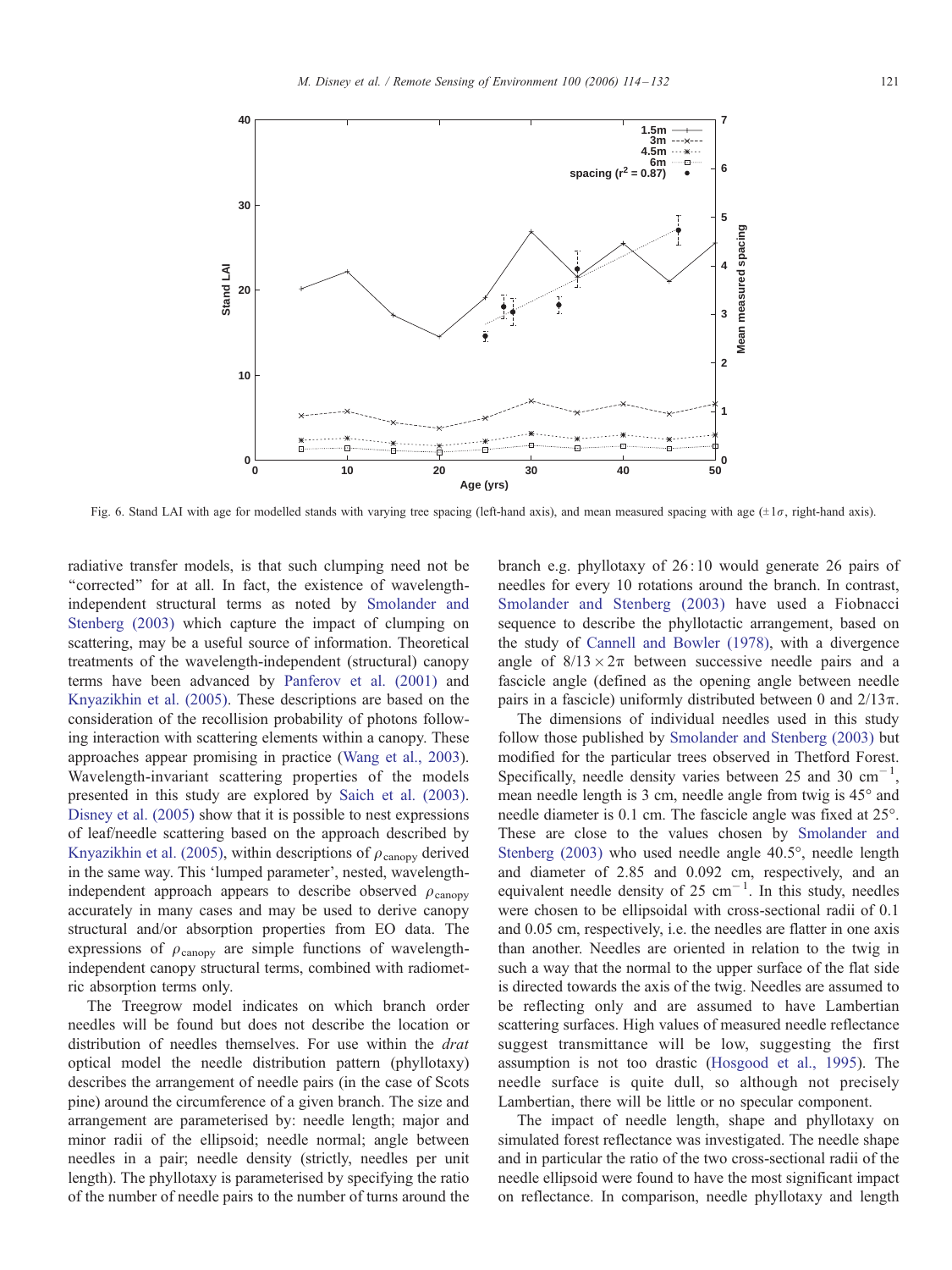Fig. 6. Stand LAI with age for modelled stands with varying tree spacing (left-hand axis), and mean measured spacing with age ($\pm 1\sigma$, right-hand axis).

radiative transfer models, is that such clumping need not be "corrected" for at all. In fact, the existence of wavelength-independent structural terms as noted by Smolander and Stenberg (2003) which capture the impact of clumping on scattering, may be a useful source of information. Theoretical treatments of the wavelength-independent (structural) canopy terms have been advanced by Panferov et al. (2001) and Knyazikhin et al. (2005). These descriptions are based on the consideration of the recollision probability of photons following interaction with scattering elements within a canopy. These approaches appear promising in practice (Wang et al., 2003). Wavelength-invariant scattering properties of the models presented in this study are explored by Saich et al. (2003). Disney et al. (2005) show that it is possible to nest expressions of leaf/needle scattering based on the approach described by Knyazikhin et al. (2005), within descriptions of $\rho_{\mathrm{canopy}}$ derived in the same way. This 'lumped parameter', nested, wavelength-independent approach appears to describe observed $\rho_{\mathrm{canopy}}$ accurately in many cases and may be used to derive canopy structural and/or absorption properties from EO data. The expressions of $\rho_{\mathrm{canopy}}$ are simple functions of wavelength-independent canopy structural terms, combined with radiometric absorption terms only.

The Treegrow model indicates on which branch order needles will be found but does not describe the location or distribution of needles themselves. For use within the *drat* optical model the needle distribution pattern (phyllotaxy) describes the arrangement of needle pairs (in the case of Scots pine) around the circumference of a given branch. The size and arrangement are parameterised by: needle length; major and minor radii of the ellipsoid; needle normal; angle between needles in a pair; needle density (strictly, needles per unit length). The phyllotaxy is parameterised by specifying the ratio of the number of needle pairs to the number of turns around the branch e.g. phyllotaxy of 26 : 10 would generate 26 pairs of needles for every 10 rotations around the branch. In contrast, Smolander and Stenberg (2003) have used a Fiobnacci sequence to describe the phyllotactic arrangement, based on the study of Cannell and Bowler (1978), with a divergence angle of $8/13 \times 2\pi$ between successive needle pairs and a fascicle angle (defined as the opening angle between needle pairs in a fascicle) uniformly distributed between 0 and $2/13\pi$.

The dimensions of individual needles used in this study follow those published by Smolander and Stenberg (2003) but modified for the particular trees observed in Thetford Forest. Specifically, needle density varies between 25 and 30 $\mathrm{cm}^{-1}$, mean needle length is 3 cm, needle angle from twig is 45° and needle diameter is 0.1 cm. The fascicle angle was fixed at 25°. These are close to the values chosen by Smolander and Stenberg (2003) who used needle angle 40.5°, needle length and diameter of 2.85 and 0.092 cm, respectively, and an equivalent needle density of 25 $\mathrm{cm}^{-1}$. In this study, needles were chosen to be ellipsoidal with cross-sectional radii of 0.1 and 0.05 cm, respectively, i.e. the needles are flatter in one axis than another. Needles are oriented in relation to the twig in such a way that the normal to the upper surface of the flat side is directed towards the axis of the twig. Needles are assumed to be reflecting only and are assumed to have Lambertian scattering surfaces. High values of measured needle reflectance suggest transmittance will be low, suggesting the first assumption is not too drastic (Hosgood et al., 1995). The needle surface is quite dull, so although not precisely Lambertian, there will be little or no specular component.

The impact of needle length, shape and phyllotaxy on simulated forest reflectance was investigated. The needle shape and in particular the ratio of the two cross-sectional radii of the needle ellipsoid were found to have the most significant impact on reflectance. In comparison, needle phyllotaxy and length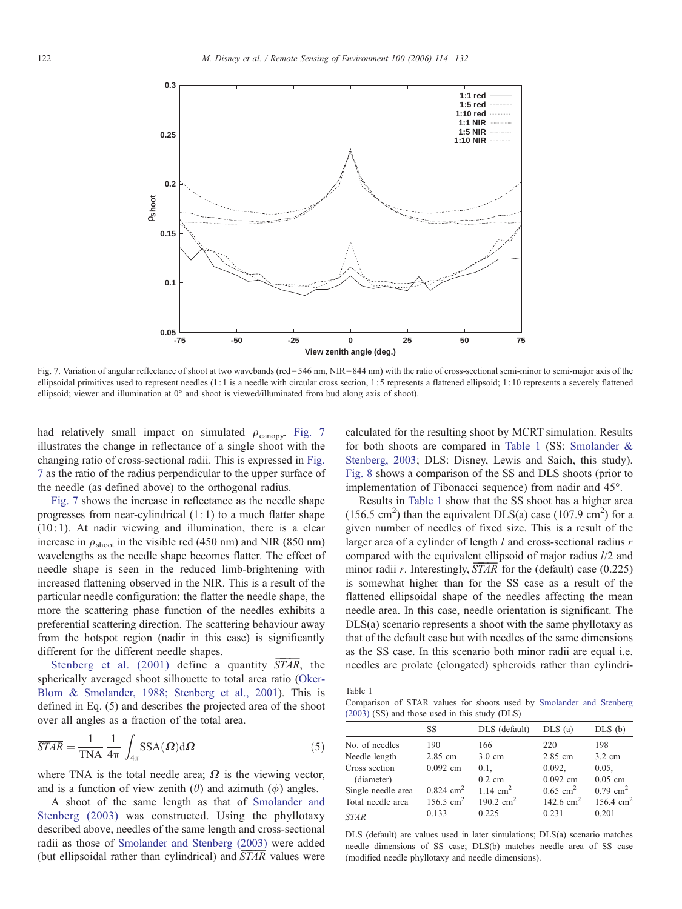Fig. 7. Variation of angular reflectance of shoot at two wavebands (red = 546 nm, NIR = 844 nm) with the ratio of cross-sectional semi-minor to semi-major axis of the ellipsoidal primitives used to represent needles (1 : 1 is a needle with circular cross section, 1 : 5 represents a flattened ellipsoid; 1 : 10 represents a severely flattened ellipsoid; viewer and illumination at 0° and shoot is viewed/illuminated from bud along axis of shoot).

had relatively small impact on simulated $\rho_{\text{canopy}}$. Fig. 7 illustrates the change in reflectance of a single shoot with the changing ratio of cross-sectional radii. This is expressed in Fig. 7 as the ratio of the radius perpendicular to the upper surface of the needle (as defined above) to the orthogonal radius.

Fig. 7 shows the increase in reflectance as the needle shape progresses from near-cylindrical (1 : 1) to a much flatter shape (10 : 1). At nadir viewing and illumination, there is a clear increase in $\rho_{\text{shoot}}$ in the visible red (450 nm) and NIR (850 nm) wavelengths as the needle shape becomes flatter. The effect of needle shape is seen in the reduced limb-brightening with increased flattening observed in the NIR. This is a result of the particular needle configuration: the flatter the needle shape, the more the scattering phase function of the needles exhibits a preferential scattering direction. The scattering behaviour away from the hotspot region (nadir in this case) is significantly different for the different needle shapes.

Stenberg et al. (2001) define a quantity $\overline{STAR}$, the spherically averaged shoot silhouette to total area ratio (Oker-Blom & Smolander, 1988; Stenberg et al., 2001). This is defined in Eq. (5) and describes the projected area of the shoot over all angles as a fraction of the total area.

$$\overline{STAR} = \frac{1}{\text{TNA}} \frac{1}{4\pi} \int_{4\pi} \text{SSA}(\boldsymbol{\Omega}) \mathrm{d}\boldsymbol{\Omega} \tag{5}$$

where TNA is the total needle area; $\boldsymbol{\Omega}$ is the viewing vector, and is a function of view zenith ($\theta$) and azimuth ($\phi$) angles.

A shoot of the same length as that of Smolander and Stenberg (2003) was constructed. Using the phyllotaxy described above, needles of the same length and cross-sectional radii as those of Smolander and Stenberg (2003) were added (but ellipsoidal rather than cylindrical) and $\overline{STAR}$ values were calculated for the resulting shoot by MCRT simulation. Results for both shoots are compared in Table 1 (SS: Smolander & Stenberg, 2003; DLS: Disney, Lewis and Saich, this study). Fig. 8 shows a comparison of the SS and DLS shoots (prior to implementation of Fibonacci sequence) from nadir and 45°.

Results in Table 1 show that the SS shoot has a higher area (156.5 cm$^2$) than the equivalent DLS(a) case (107.9 cm$^2$) for a given number of needles of fixed size. This is a result of the larger area of a cylinder of length $l$ and cross-sectional radius $r$ compared with the equivalent ellipsoid of major radius $l/2$ and minor radii $r$. Interestingly, $\overline{STAR}$ for the (default) case (0.225) is somewhat higher than for the SS case as a result of the flattened ellipsoidal shape of the needles affecting the mean needle area. In this case, needle orientation is significant. The DLS(a) scenario represents a shoot with the same phyllotaxy as that of the default case but with needles of the same dimensions as the SS case. In this scenario both minor radii are equal i.e. needles are prolate (elongated) spheroids rather than cylindri-

Table 1
Comparison of STAR values for shoots used by Smolander and Stenberg (2003) (SS) and those used in this study (DLS)

| | SS | DLS (default) | DLS (a) | DLS (b) |
|---|---|---|---|---|
| No. of needles | 190 | 166 | 220 | 198 |
| Needle length | 2.85 cm | 3.0 cm | 2.85 cm | 3.2 cm |
| Cross section (diameter) | 0.092 cm | 0.1, 0.2 cm | 0.092, 0.092 cm | 0.05, 0.05 cm |
| Single needle area | 0.824 cm$^2$ | 1.14 cm$^2$ | 0.65 cm$^2$ | 0.79 cm$^2$ |
| Total needle area | 156.5 cm$^2$ | 190.2 cm$^2$ | 142.6 cm$^2$ | 156.4 cm$^2$ |
| $\overline{STAR}$ | 0.133 | 0.225 | 0.231 | 0.201 |

DLS (default) are values used in later simulations; DLS(a) scenario matches needle dimensions of SS case; DLS(b) matches needle area of SS case (modified needle phyllotaxy and needle dimensions).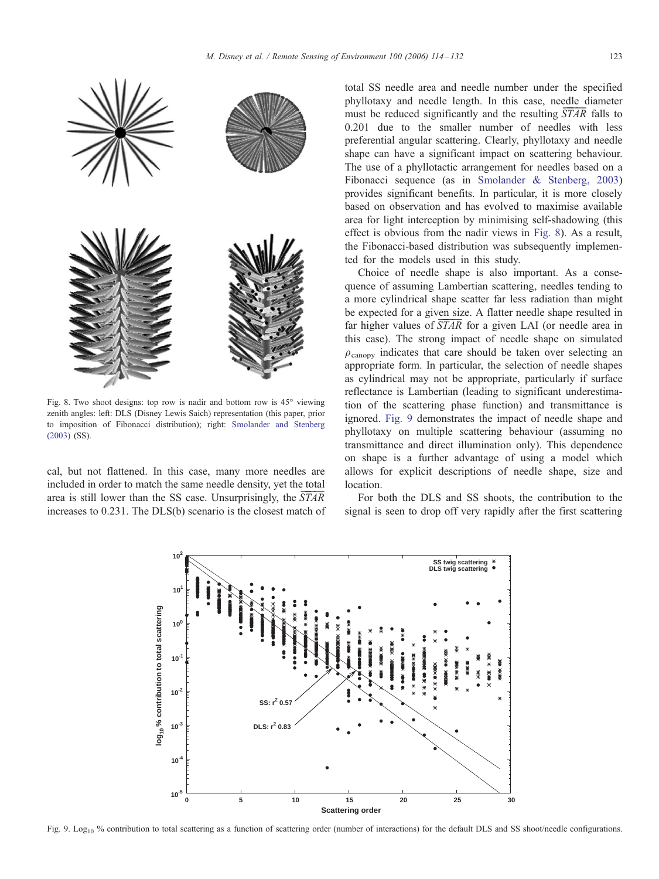Fig. 8. Two shoot designs: top row is nadir and bottom row is 45° viewing zenith angles: left: DLS (Disney Lewis Saich) representation (this paper, prior to imposition of Fibonacci distribution); right: Smolander and Stenberg (2003) (SS).

cal, but not flattened. In this case, many more needles are included in order to match the same needle density, yet the total area is still lower than the SS case. Unsurprisingly, the $\overline{STAR}$ increases to 0.231. The DLS(b) scenario is the closest match of total SS needle area and needle number under the specified phyllotaxy and needle length. In this case, needle diameter must be reduced significantly and the resulting $\overline{STAR}$ falls to 0.201 due to the smaller number of needles with less preferential angular scattering. Clearly, phyllotaxy and needle shape can have a significant impact on scattering behaviour. The use of a phyllotactic arrangement for needles based on a Fibonacci sequence (as in Smolander & Stenberg, 2003) provides significant benefits. In particular, it is more closely based on observation and has evolved to maximise available area for light interception by minimising self-shadowing (this effect is obvious from the nadir views in Fig. 8). As a result, the Fibonacci-based distribution was subsequently implemented for the models used in this study.

Choice of needle shape is also important. As a consequence of assuming Lambertian scattering, needles tending to a more cylindrical shape scatter far less radiation than might be expected for a given size. A flatter needle shape resulted in far higher values of $\overline{STAR}$ for a given LAI (or needle area in this case). The strong impact of needle shape on simulated $\rho_{canopy}$ indicates that care should be taken over selecting an appropriate form. In particular, the selection of needle shapes as cylindrical may not be appropriate, particularly if surface reflectance is Lambertian (leading to significant underestimation of the scattering phase function) and transmittance is ignored. Fig. 9 demonstrates the impact of needle shape and phyllotaxy on multiple scattering behaviour (assuming no transmittance and direct illumination only). This dependence on shape is a further advantage of using a model which allows for explicit descriptions of needle shape, size and location.

For both the DLS and SS shoots, the contribution to the signal is seen to drop off very rapidly after the first scattering

Fig. 9. $\log_{10}$ % contribution to total scattering as a function of scattering order (number of interactions) for the default DLS and SS shoot/needle configurations.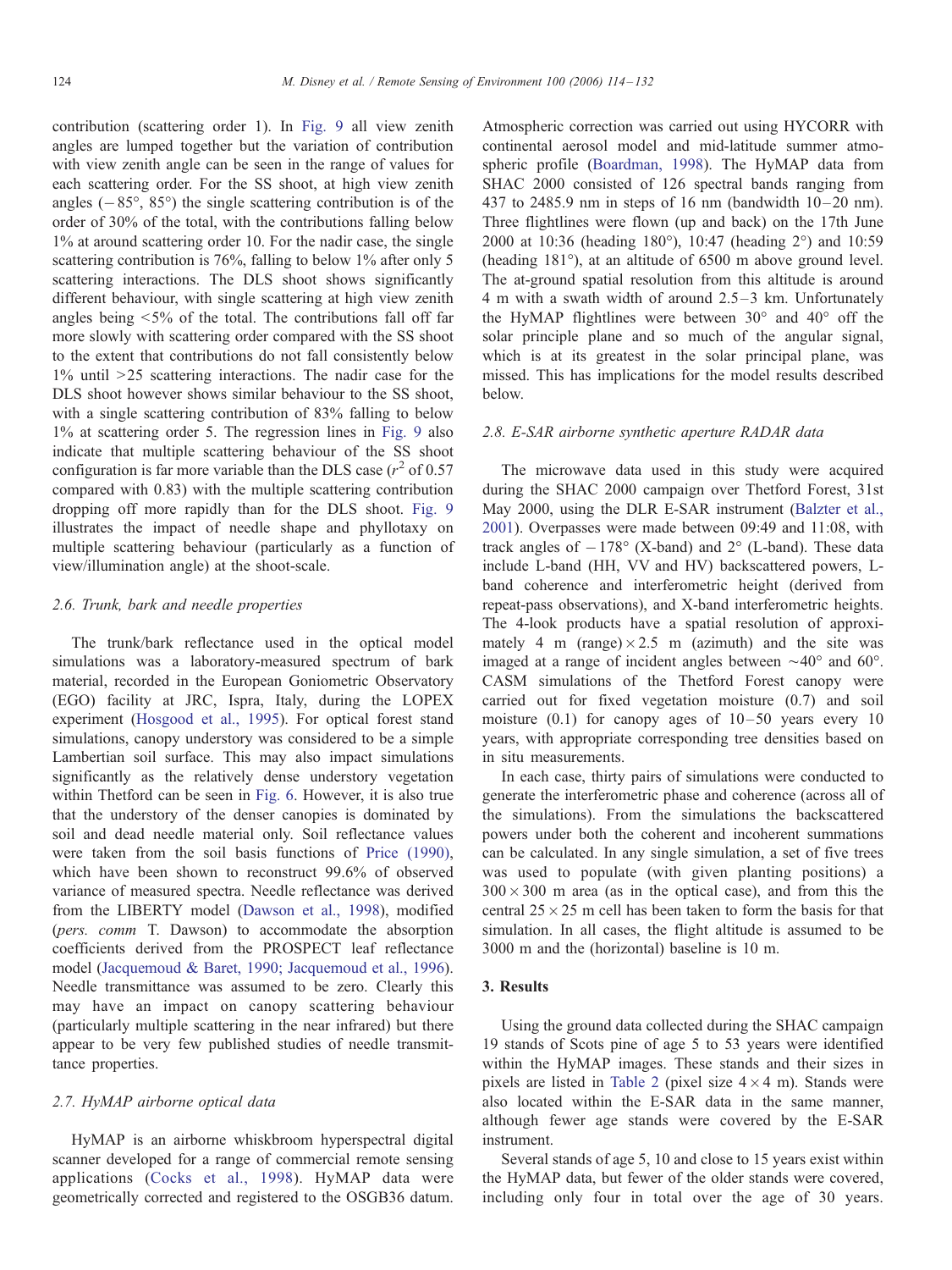contribution (scattering order 1). In Fig. 9 all view zenith angles are lumped together but the variation of contribution with view zenith angle can be seen in the range of values for each scattering order. For the SS shoot, at high view zenith angles (−85°, 85°) the single scattering contribution is of the order of 30% of the total, with the contributions falling below 1% at around scattering order 10. For the nadir case, the single scattering contribution is 76%, falling to below 1% after only 5 scattering interactions. The DLS shoot shows significantly different behaviour, with single scattering at high view zenith angles being <5% of the total. The contributions fall off far more slowly with scattering order compared with the SS shoot to the extent that contributions do not fall consistently below 1% until >25 scattering interactions. The nadir case for the DLS shoot however shows similar behaviour to the SS shoot, with a single scattering contribution of 83% falling to below 1% at scattering order 5. The regression lines in Fig. 9 also indicate that multiple scattering behaviour of the SS shoot configuration is far more variable than the DLS case ($r^2$ of 0.57 compared with 0.83) with the multiple scattering contribution dropping off more rapidly than for the DLS shoot. Fig. 9 illustrates the impact of needle shape and phyllotaxy on multiple scattering behaviour (particularly as a function of view/illumination angle) at the shoot-scale.

### 2.6. Trunk, bark and needle properties

The trunk/bark reflectance used in the optical model simulations was a laboratory-measured spectrum of bark material, recorded in the European Goniometric Observatory (EGO) facility at JRC, Ispra, Italy, during the LOPEX experiment (Hosgood et al., 1995). For optical forest stand simulations, canopy understory was considered to be a simple Lambertian soil surface. This may also impact simulations significantly as the relatively dense understory vegetation within Thetford can be seen in Fig. 6. However, it is also true that the understory of the denser canopies is dominated by soil and dead needle material only. Soil reflectance values were taken from the soil basis functions of Price (1990), which have been shown to reconstruct 99.6% of observed variance of measured spectra. Needle reflectance was derived from the LIBERTY model (Dawson et al., 1998), modified (*pers. comm* T. Dawson) to accommodate the absorption coefficients derived from the PROSPECT leaf reflectance model (Jacquemoud & Baret, 1990; Jacquemoud et al., 1996). Needle transmittance was assumed to be zero. Clearly this may have an impact on canopy scattering behaviour (particularly multiple scattering in the near infrared) but there appear to be very few published studies of needle transmittance properties.

### 2.7. HyMAP airborne optical data

HyMAP is an airborne whiskbroom hyperspectral digital scanner developed for a range of commercial remote sensing applications (Cocks et al., 1998). HyMAP data were geometrically corrected and registered to the OSGB36 datum. Atmospheric correction was carried out using HYCORR with continental aerosol model and mid-latitude summer atmospheric profile (Boardman, 1998). The HyMAP data from SHAC 2000 consisted of 126 spectral bands ranging from 437 to 2485.9 nm in steps of 16 nm (bandwidth 10–20 nm). Three flightlines were flown (up and back) on the 17th June 2000 at 10:36 (heading 180°), 10:47 (heading 2°) and 10:59 (heading 181°), at an altitude of 6500 m above ground level. The at-ground spatial resolution from this altitude is around 4 m with a swath width of around 2.5–3 km. Unfortunately the HyMAP flightlines were between 30° and 40° off the solar principle plane and so much of the angular signal, which is at its greatest in the solar principal plane, was missed. This has implications for the model results described below.

### 2.8. E-SAR airborne synthetic aperture RADAR data

The microwave data used in this study were acquired during the SHAC 2000 campaign over Thetford Forest, 31st May 2000, using the DLR E-SAR instrument (Balzter et al., 2001). Overpasses were made between 09:49 and 11:08, with track angles of −178° (X-band) and 2° (L-band). These data include L-band (HH, VV and HV) backscattered powers, L-band coherence and interferometric height (derived from repeat-pass observations), and X-band interferometric heights. The 4-look products have a spatial resolution of approximately 4 m (range) × 2.5 m (azimuth) and the site was imaged at a range of incident angles between ~40° and 60°. CASM simulations of the Thetford Forest canopy were carried out for fixed vegetation moisture (0.7) and soil moisture (0.1) for canopy ages of 10–50 years every 10 years, with appropriate corresponding tree densities based on in situ measurements.

In each case, thirty pairs of simulations were conducted to generate the interferometric phase and coherence (across all of the simulations). From the simulations the backscattered powers under both the coherent and incoherent summations can be calculated. In any single simulation, a set of five trees was used to populate (with given planting positions) a 300 × 300 m area (as in the optical case), and from this the central 25 × 25 m cell has been taken to form the basis for that simulation. In all cases, the flight altitude is assumed to be 3000 m and the (horizontal) baseline is 10 m.

## 3. Results

Using the ground data collected during the SHAC campaign 19 stands of Scots pine of age 5 to 53 years were identified within the HyMAP images. These stands and their sizes in pixels are listed in Table 2 (pixel size 4 × 4 m). Stands were also located within the E-SAR data in the same manner, although fewer age stands were covered by the E-SAR instrument.

Several stands of age 5, 10 and close to 15 years exist within the HyMAP data, but fewer of the older stands were covered, including only four in total over the age of 30 years.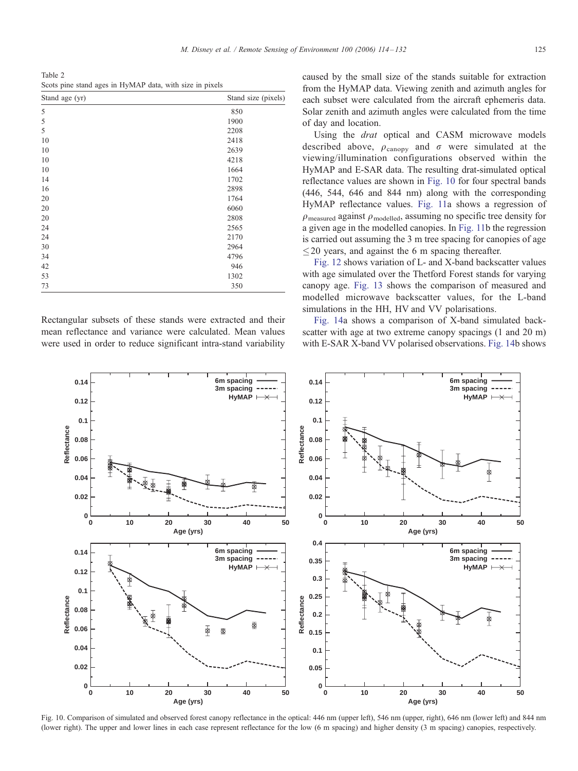Table 2
Scots pine stand ages in HyMAP data, with size in pixels

| Stand age (yr) | Stand size (pixels) |
|---|---|
| 5 | 850 |
| 5 | 1900 |
| 5 | 2208 |
| 10 | 2418 |
| 10 | 2639 |
| 10 | 4218 |
| 10 | 1664 |
| 14 | 1702 |
| 16 | 2898 |
| 20 | 1764 |
| 20 | 6060 |
| 20 | 2808 |
| 24 | 2565 |
| 24 | 2170 |
| 30 | 2964 |
| 34 | 4796 |
| 42 | 946 |
| 53 | 1302 |
| 73 | 350 |

Rectangular subsets of these stands were extracted and their mean reflectance and variance were calculated. Mean values were used in order to reduce significant intra-stand variability caused by the small size of the stands suitable for extraction from the HyMAP data. Viewing zenith and azimuth angles for each subset were calculated from the aircraft ephemeris data. Solar zenith and azimuth angles were calculated from the time of day and location.

Using the *drat* optical and CASM microwave models described above, $\rho_{\text{canopy}}$ and $\sigma$ were simulated at the viewing/illumination configurations observed within the HyMAP and E-SAR data. The resulting drat-simulated optical reflectance values are shown in Fig. 10 for four spectral bands (446, 544, 646 and 844 nm) along with the corresponding HyMAP reflectance values. Fig. 11a shows a regression of $\rho_{\text{measured}}$ against $\rho_{\text{modelled}}$, assuming no specific tree density for a given age in the modelled canopies. In Fig. 11b the regression is carried out assuming the 3 m tree spacing for canopies of age $\leq$20 years, and against the 6 m spacing thereafter.

Fig. 12 shows variation of L- and X-band backscatter values with age simulated over the Thetford Forest stands for varying canopy age. Fig. 13 shows the comparison of measured and modelled microwave backscatter values, for the L-band simulations in the HH, HV and VV polarisations.

Fig. 14a shows a comparison of X-band simulated backscatter with age at two extreme canopy spacings (1 and 20 m) with E-SAR X-band VV polarised observations. Fig. 14b shows

Fig. 10. Comparison of simulated and observed forest canopy reflectance in the optical: 446 nm (upper left), 546 nm (upper, right), 646 nm (lower left) and 844 nm (lower right). The upper and lower lines in each case represent reflectance for the low (6 m spacing) and higher density (3 m spacing) canopies, respectively.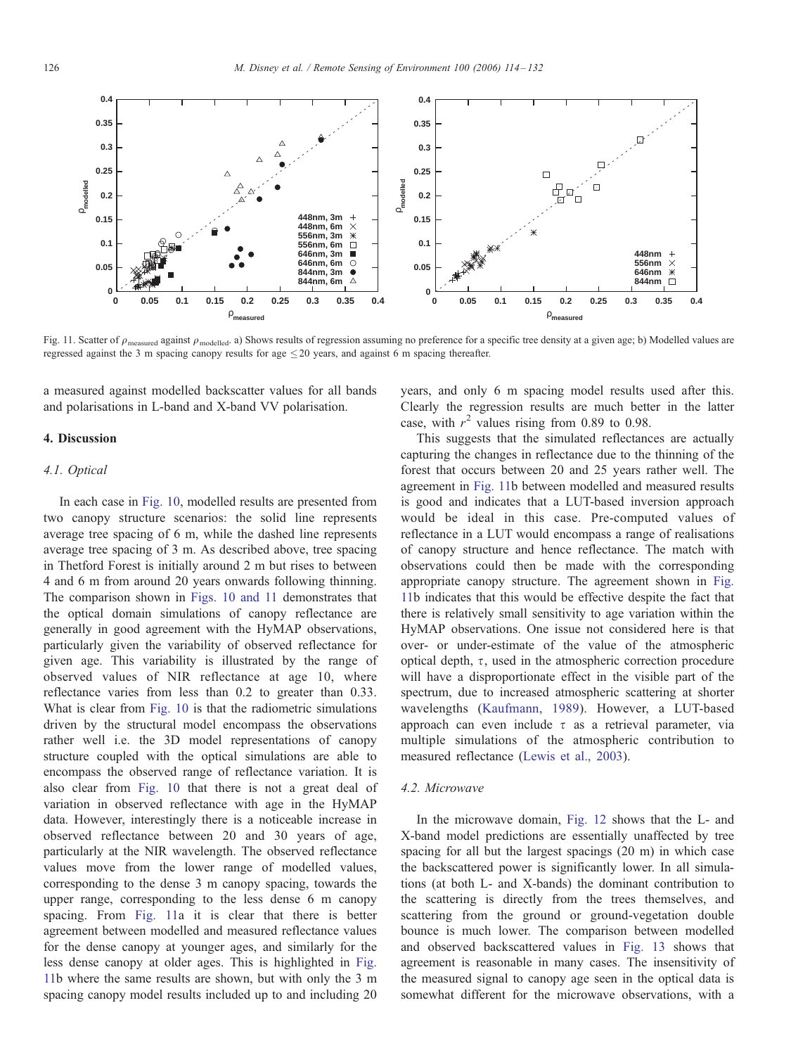Fig. 11. Scatter of $\rho_{measured}$ against $\rho_{modelled}$. a) Shows results of regression assuming no preference for a specific tree density at a given age; b) Modelled values are regressed against the 3 m spacing canopy results for age ≤20 years, and against 6 m spacing thereafter.

a measured against modelled backscatter values for all bands and polarisations in L-band and X-band VV polarisation.

## 4. Discussion

### 4.1. Optical

In each case in Fig. 10, modelled results are presented from two canopy structure scenarios: the solid line represents average tree spacing of 6 m, while the dashed line represents average tree spacing of 3 m. As described above, tree spacing in Thetford Forest is initially around 2 m but rises to between 4 and 6 m from around 20 years onwards following thinning. The comparison shown in Figs. 10 and 11 demonstrates that the optical domain simulations of canopy reflectance are generally in good agreement with the HyMAP observations, particularly given the variability of observed reflectance for given age. This variability is illustrated by the range of observed values of NIR reflectance at age 10, where reflectance varies from less than 0.2 to greater than 0.33. What is clear from Fig. 10 is that the radiometric simulations driven by the structural model encompass the observations rather well i.e. the 3D model representations of canopy structure coupled with the optical simulations are able to encompass the observed range of reflectance variation. It is also clear from Fig. 10 that there is not a great deal of variation in observed reflectance with age in the HyMAP data. However, interestingly there is a noticeable increase in observed reflectance between 20 and 30 years of age, particularly at the NIR wavelength. The observed reflectance values move from the lower range of modelled values, corresponding to the dense 3 m canopy spacing, towards the upper range, corresponding to the less dense 6 m canopy spacing. From Fig. 11a it is clear that there is better agreement between modelled and measured reflectance values for the dense canopy at younger ages, and similarly for the less dense canopy at older ages. This is highlighted in Fig. 11b where the same results are shown, but with only the 3 m spacing canopy model results included up to and including 20 years, and only 6 m spacing model results used after this. Clearly the regression results are much better in the latter case, with $r^2$ values rising from 0.89 to 0.98.

This suggests that the simulated reflectances are actually capturing the changes in reflectance due to the thinning of the forest that occurs between 20 and 25 years rather well. The agreement in Fig. 11b between modelled and measured results is good and indicates that a LUT-based inversion approach would be ideal in this case. Pre-computed values of reflectance in a LUT would encompass a range of realisations of canopy structure and hence reflectance. The match with observations could then be made with the corresponding appropriate canopy structure. The agreement shown in Fig. 11b indicates that this would be effective despite the fact that there is relatively small sensitivity to age variation within the HyMAP observations. One issue not considered here is that over- or under-estimate of the value of the atmospheric optical depth, $\tau$, used in the atmospheric correction procedure will have a disproportionate effect in the visible part of the spectrum, due to increased atmospheric scattering at shorter wavelengths (Kaufmann, 1989). However, a LUT-based approach can even include $\tau$ as a retrieval parameter, via multiple simulations of the atmospheric contribution to measured reflectance (Lewis et al., 2003).

### 4.2. Microwave

In the microwave domain, Fig. 12 shows that the L- and X-band model predictions are essentially unaffected by tree spacing for all but the largest spacings (20 m) in which case the backscattered power is significantly lower. In all simulations (at both L- and X-bands) the dominant contribution to the scattering is directly from the trees themselves, and scattering from the ground or ground-vegetation double bounce is much lower. The comparison between modelled and observed backscattered values in Fig. 13 shows that agreement is reasonable in many cases. The insensitivity of the measured signal to canopy age seen in the optical data is somewhat different for the microwave observations, with a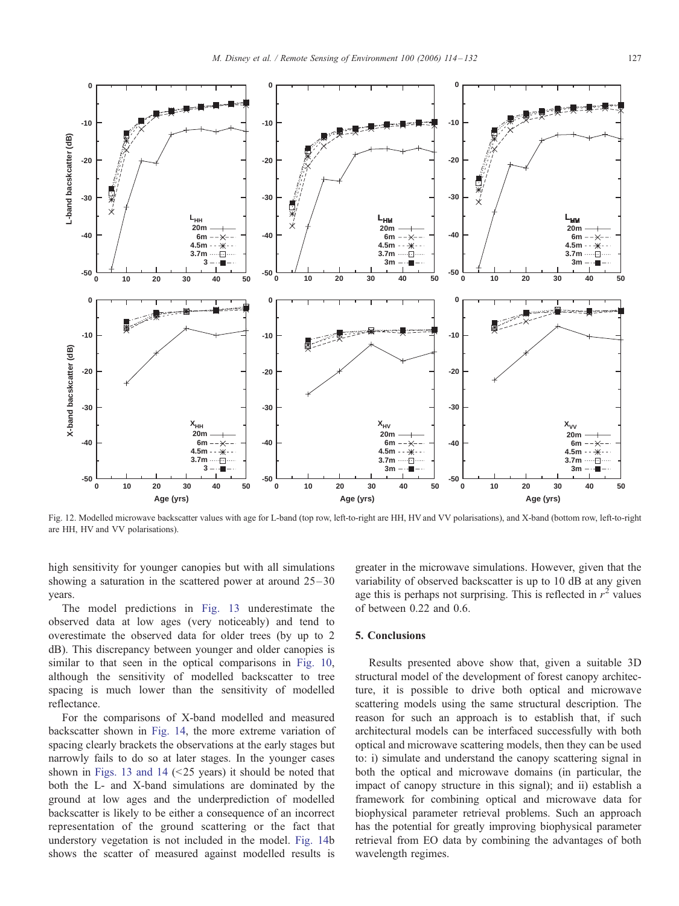Fig. 12. Modelled microwave backscatter values with age for L-band (top row, left-to-right are HH, HV and VV polarisations), and X-band (bottom row, left-to-right are HH, HV and VV polarisations).

high sensitivity for younger canopies but with all simulations showing a saturation in the scattered power at around 25–30 years.

The model predictions in Fig. 13 underestimate the observed data at low ages (very noticeably) and tend to overestimate the observed data for older trees (by up to 2 dB). This discrepancy between younger and older canopies is similar to that seen in the optical comparisons in Fig. 10, although the sensitivity of modelled backscatter to tree spacing is much lower than the sensitivity of modelled reflectance.

For the comparisons of X-band modelled and measured backscatter shown in Fig. 14, the more extreme variation of spacing clearly brackets the observations at the early stages but narrowly fails to do so at later stages. In the younger cases shown in Figs. 13 and 14 (<25 years) it should be noted that both the L- and X-band simulations are dominated by the ground at low ages and the underprediction of modelled backscatter is likely to be either a consequence of an incorrect representation of the ground scattering or the fact that understory vegetation is not included in the model. Fig. 14b shows the scatter of measured against modelled results is greater in the microwave simulations. However, given that the variability of observed backscatter is up to 10 dB at any given age this is perhaps not surprising. This is reflected in $r^2$ values of between 0.22 and 0.6.

## 5. Conclusions

Results presented above show that, given a suitable 3D structural model of the development of forest canopy architecture, it is possible to drive both optical and microwave scattering models using the same structural description. The reason for such an approach is to establish that, if such architectural models can be interfaced successfully with both optical and microwave scattering models, then they can be used to: i) simulate and understand the canopy scattering signal in both the optical and microwave domains (in particular, the impact of canopy structure in this signal); and ii) establish a framework for combining optical and microwave data for biophysical parameter retrieval problems. Such an approach has the potential for greatly improving biophysical parameter retrieval from EO data by combining the advantages of both wavelength regimes.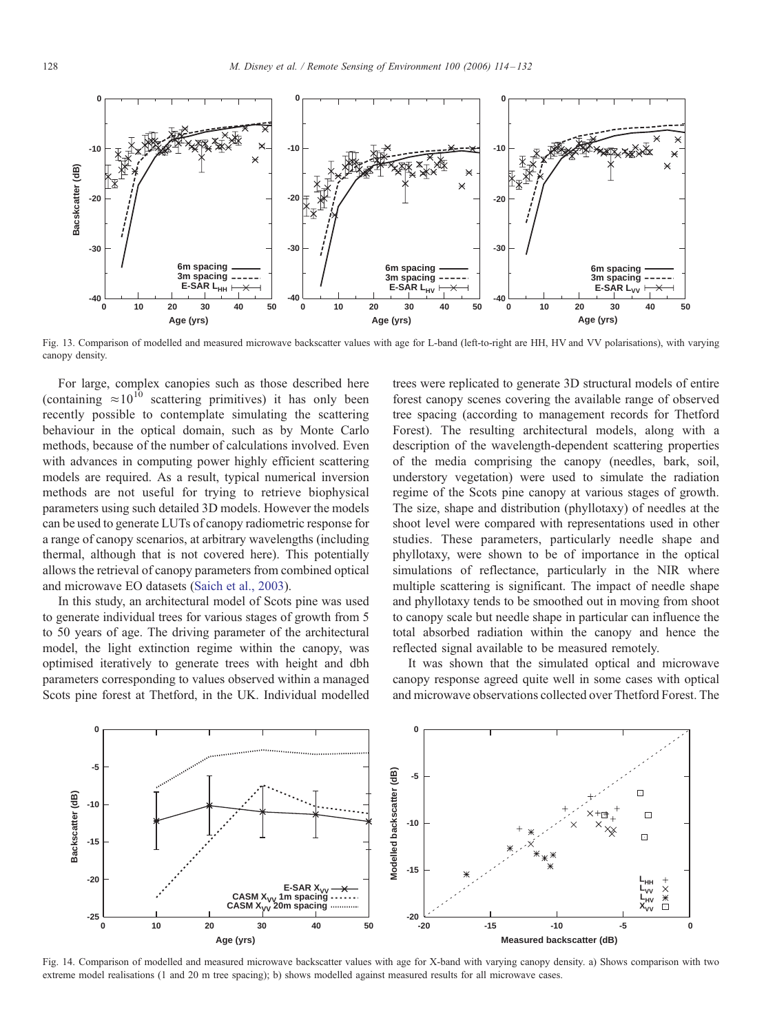Fig. 13. Comparison of modelled and measured microwave backscatter values with age for L-band (left-to-right are HH, HV and VV polarisations), with varying canopy density.

For large, complex canopies such as those described here (containing $\approx 10^{10}$ scattering primitives) it has only been recently possible to contemplate simulating the scattering behaviour in the optical domain, such as by Monte Carlo methods, because of the number of calculations involved. Even with advances in computing power highly efficient scattering models are required. As a result, typical numerical inversion methods are not useful for trying to retrieve biophysical parameters using such detailed 3D models. However the models can be used to generate LUTs of canopy radiometric response for a range of canopy scenarios, at arbitrary wavelengths (including thermal, although that is not covered here). This potentially allows the retrieval of canopy parameters from combined optical and microwave EO datasets (Saich et al., 2003).

In this study, an architectural model of Scots pine was used to generate individual trees for various stages of growth from 5 to 50 years of age. The driving parameter of the architectural model, the light extinction regime within the canopy, was optimised iteratively to generate trees with height and dbh parameters corresponding to values observed within a managed Scots pine forest at Thetford, in the UK. Individual modelled trees were replicated to generate 3D structural models of entire forest canopy scenes covering the available range of observed tree spacing (according to management records for Thetford Forest). The resulting architectural models, along with a description of the wavelength-dependent scattering properties of the media comprising the canopy (needles, bark, soil, understory vegetation) were used to simulate the radiation regime of the Scots pine canopy at various stages of growth. The size, shape and distribution (phyllotaxy) of needles at the shoot level were compared with representations used in other studies. These parameters, particularly needle shape and phyllotaxy, were shown to be of importance in the optical simulations of reflectance, particularly in the NIR where multiple scattering is significant. The impact of needle shape and phyllotaxy tends to be smoothed out in moving from shoot to canopy scale but needle shape in particular can influence the total absorbed radiation within the canopy and hence the reflected signal available to be measured remotely.

It was shown that the simulated optical and microwave canopy response agreed quite well in some cases with optical and microwave observations collected over Thetford Forest. The

Fig. 14. Comparison of modelled and measured microwave backscatter values with age for X-band with varying canopy density. a) Shows comparison with two extreme model realisations (1 and 20 m tree spacing); b) shows modelled against measured results for all microwave cases.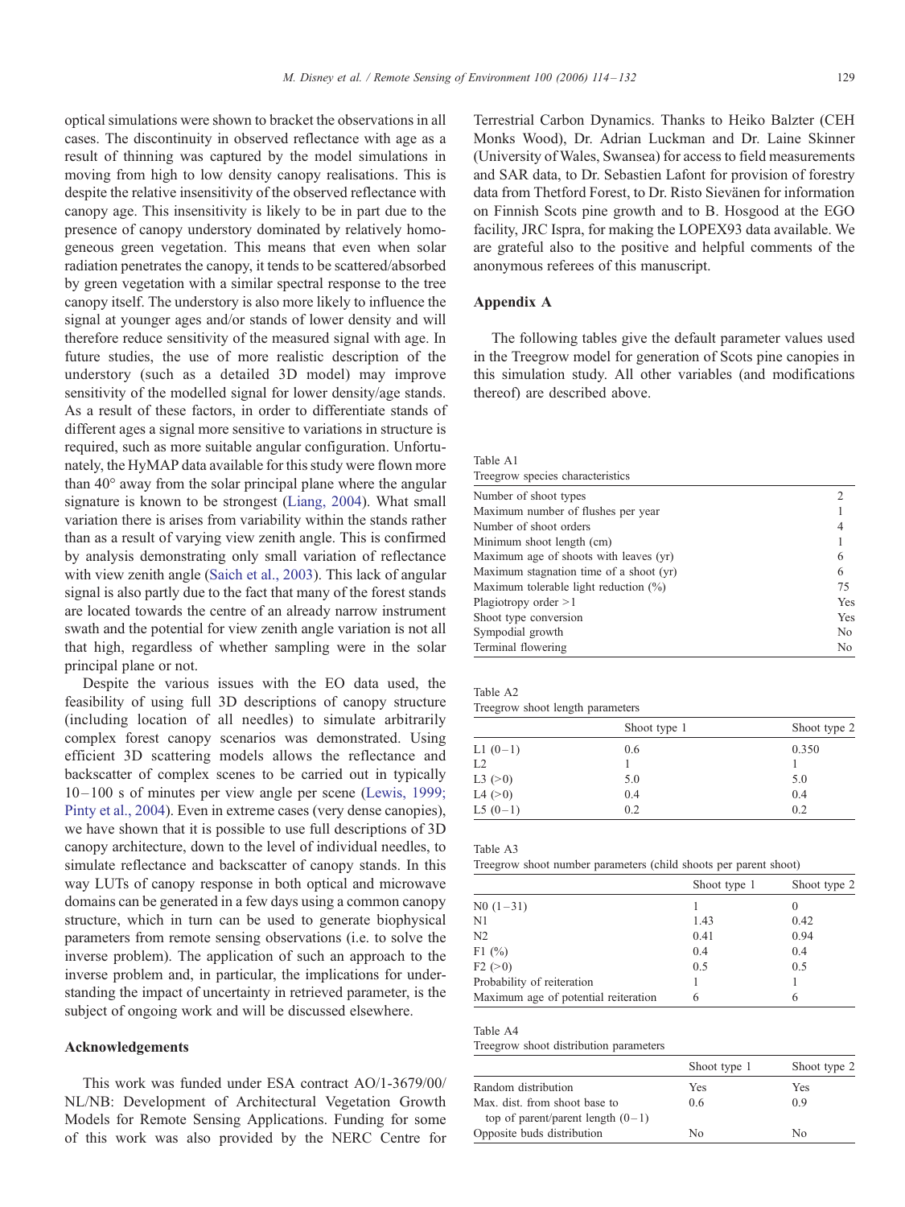optical simulations were shown to bracket the observations in all cases. The discontinuity in observed reflectance with age as a result of thinning was captured by the model simulations in moving from high to low density canopy realisations. This is despite the relative insensitivity of the observed reflectance with canopy age. This insensitivity is likely to be in part due to the presence of canopy understory dominated by relatively homogeneous green vegetation. This means that even when solar radiation penetrates the canopy, it tends to be scattered/absorbed by green vegetation with a similar spectral response to the tree canopy itself. The understory is also more likely to influence the signal at younger ages and/or stands of lower density and will therefore reduce sensitivity of the measured signal with age. In future studies, the use of more realistic description of the understory (such as a detailed 3D model) may improve sensitivity of the modelled signal for lower density/age stands. As a result of these factors, in order to differentiate stands of different ages a signal more sensitive to variations in structure is required, such as more suitable angular configuration. Unfortunately, the HyMAP data available for this study were flown more than 40° away from the solar principal plane where the angular signature is known to be strongest (Liang, 2004). What small variation there is arises from variability within the stands rather than as a result of varying view zenith angle. This is confirmed by analysis demonstrating only small variation of reflectance with view zenith angle (Saich et al., 2003). This lack of angular signal is also partly due to the fact that many of the forest stands are located towards the centre of an already narrow instrument swath and the potential for view zenith angle variation is not all that high, regardless of whether sampling were in the solar principal plane or not.

Despite the various issues with the EO data used, the feasibility of using full 3D descriptions of canopy structure (including location of all needles) to simulate arbitrarily complex forest canopy scenarios was demonstrated. Using efficient 3D scattering models allows the reflectance and backscatter of complex scenes to be carried out in typically 10–100 s of minutes per view angle per scene (Lewis, 1999; Pinty et al., 2004). Even in extreme cases (very dense canopies), we have shown that it is possible to use full descriptions of 3D canopy architecture, down to the level of individual needles, to simulate reflectance and backscatter of canopy stands. In this way LUTs of canopy response in both optical and microwave domains can be generated in a few days using a common canopy structure, which in turn can be used to generate biophysical parameters from remote sensing observations (i.e. to solve the inverse problem). The application of such an approach to the inverse problem and, in particular, the implications for understanding the impact of uncertainty in retrieved parameter, is the subject of ongoing work and will be discussed elsewhere.

## Acknowledgements

This work was funded under ESA contract AO/1-3679/00/NL/NB: Development of Architectural Vegetation Growth Models for Remote Sensing Applications. Funding for some of this work was also provided by the NERC Centre for Terrestrial Carbon Dynamics. Thanks to Heiko Balzter (CEH Monks Wood), Dr. Adrian Luckman and Dr. Laine Skinner (University of Wales, Swansea) for access to field measurements and SAR data, to Dr. Sebastien Lafont for provision of forestry data from Thetford Forest, to Dr. Risto Sievänen for information on Finnish Scots pine growth and to B. Hosgood at the EGO facility, JRC Ispra, for making the LOPEX93 data available. We are grateful also to the positive and helpful comments of the anonymous referees of this manuscript.

## Appendix A

The following tables give the default parameter values used in the Treegrow model for generation of Scots pine canopies in this simulation study. All other variables (and modifications thereof) are described above.

Table A1
Treegrow species characteristics

| | |
|---|---|
| Number of shoot types | 2 |
| Maximum number of flushes per year | 1 |
| Number of shoot orders | 4 |
| Minimum shoot length (cm) | 1 |
| Maximum age of shoots with leaves (yr) | 6 |
| Maximum stagnation time of a shoot (yr) | 6 |
| Maximum tolerable light reduction (%) | 75 |
| Plagiotropy order >1 | Yes |
| Shoot type conversion | Yes |
| Sympodial growth | No |
| Terminal flowering | No |

Table A2
Treegrow shoot length parameters

| | Shoot type 1 | Shoot type 2 |
|---|---|---|
| L1 (0–1) | 0.6 | 0.350 |
| L2 | 1 | 1 |
| L3 (>0) | 5.0 | 5.0 |
| L4 (>0) | 0.4 | 0.4 |
| L5 (0–1) | 0.2 | 0.2 |

Table A3
Treegrow shoot number parameters (child shoots per parent shoot)

| | Shoot type 1 | Shoot type 2 |
|---|---|---|
| N0 (1–31) | 1 | 0 |
| N1 | 1.43 | 0.42 |
| N2 | 0.41 | 0.94 |
| F1 (%) | 0.4 | 0.4 |
| F2 (>0) | 0.5 | 0.5 |
| Probability of reiteration | 1 | 1 |
| Maximum age of potential reiteration | 6 | 6 |

Table A4
Treegrow shoot distribution parameters

| | Shoot type 1 | Shoot type 2 |
|---|---|---|
| Random distribution | Yes | Yes |
| Max. dist. from shoot base to top of parent/parent length (0–1) | 0.6 | 0.9 |
| Opposite buds distribution | No | No |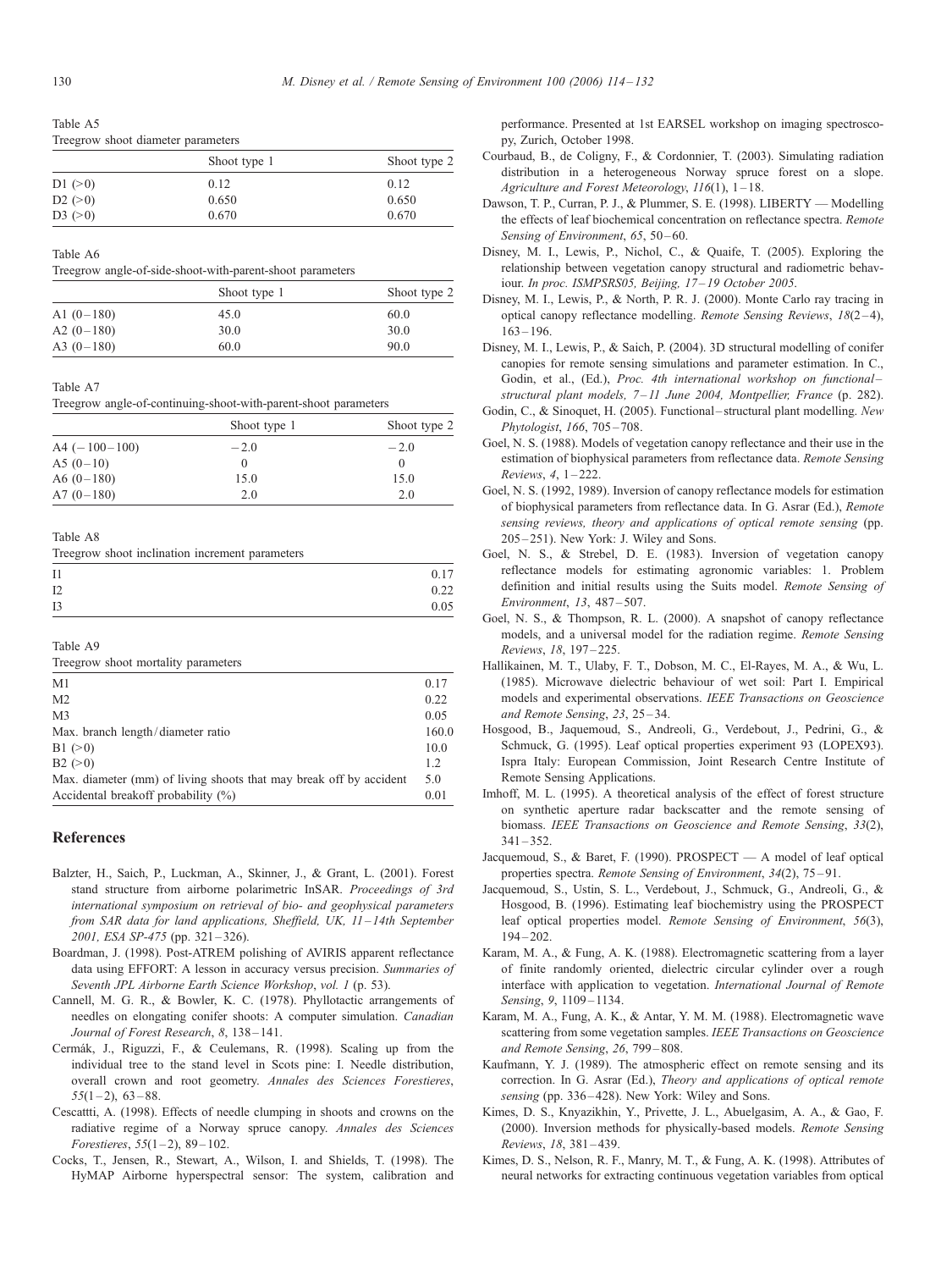Table A5

Treegrow shoot diameter parameters

| | Shoot type 1 | Shoot type 2 |
|---|---|---|
| D1 (>0) | 0.12 | 0.12 |
| D2 (>0) | 0.650 | 0.650 |
| D3 (>0) | 0.670 | 0.670 |

Table A6

Treegrow angle-of-side-shoot-with-parent-shoot parameters

| | Shoot type 1 | Shoot type 2 |
|---|---|---|
| A1 (0–180) | 45.0 | 60.0 |
| A2 (0–180) | 30.0 | 30.0 |
| A3 (0–180) | 60.0 | 90.0 |

Table A7

Treegrow angle-of-continuing-shoot-with-parent-shoot parameters

| | Shoot type 1 | Shoot type 2 |
|---|---|---|
| A4 (−100–100) | −2.0 | −2.0 |
| A5 (0–10) | 0 | 0 |
| A6 (0–180) | 15.0 | 15.0 |
| A7 (0–180) | 2.0 | 2.0 |

Table A8

Treegrow shoot inclination increment parameters

| | |
|---|---|
| I1 | 0.17 |
| I2 | 0.22 |
| I3 | 0.05 |

Table A9

Treegrow shoot mortality parameters

| | |
|---|---|
| M1 | 0.17 |
| M2 | 0.22 |
| M3 | 0.05 |
| Max. branch length/diameter ratio | 160.0 |
| B1 (>0) | 10.0 |
| B2 (>0) | 1.2 |
| Max. diameter (mm) of living shoots that may break off by accident | 5.0 |
| Accidental breakoff probability (%) | 0.01 |

## References

Balzter, H., Saich, P., Luckman, A., Skinner, J., & Grant, L. (2001). Forest stand structure from airborne polarimetric InSAR. *Proceedings of 3rd international symposium on retrieval of bio- and geophysical parameters from SAR data for land applications, Sheffield, UK, 11–14th September 2001, ESA SP-475* (pp. 321–326).

Boardman, J. (1998). Post-ATREM polishing of AVIRIS apparent reflectance data using EFFORT: A lesson in accuracy versus precision. *Summaries of Seventh JPL Airborne Earth Science Workshop*, *vol. 1* (p. 53).

Cannell, M. G. R., & Bowler, K. C. (1978). Phyllotactic arrangements of needles on elongating conifer shoots: A computer simulation. *Canadian Journal of Forest Research*, *8*, 138–141.

Cermák, J., Riguzzi, F., & Ceulemans, R. (1998). Scaling up from the individual tree to the stand level in Scots pine: I. Needle distribution, overall crown and root geometry. *Annales des Sciences Forestieres*, *55*(1–2), 63–88.

Cescatti, A. (1998). Effects of needle clumping in shoots and crowns on the radiative regime of a Norway spruce canopy. *Annales des Sciences Forestieres*, *55*(1–2), 89–102.

Cocks, T., Jensen, R., Stewart, A., Wilson, I. and Shields, T. (1998). The HyMAP Airborne hyperspectral sensor: The system, calibration and performance. Presented at 1st EARSEL workshop on imaging spectroscopy, Zurich, October 1998.

Courbaud, B., de Coligny, F., & Cordonnier, T. (2003). Simulating radiation distribution in a heterogeneous Norway spruce forest on a slope. *Agriculture and Forest Meteorology*, *116*(1), 1–18.

Dawson, T. P., Curran, P. J., & Plummer, S. E. (1998). LIBERTY — Modelling the effects of leaf biochemical concentration on reflectance spectra. *Remote Sensing of Environment*, *65*, 50–60.

Disney, M. I., Lewis, P., Nichol, C., & Quaife, T. (2005). Exploring the relationship between vegetation canopy structural and radiometric behaviour. *In proc. ISMPSRS05, Beijing, 17–19 October 2005*.

Disney, M. I., Lewis, P., & North, P. R. J. (2000). Monte Carlo ray tracing in optical canopy reflectance modelling. *Remote Sensing Reviews*, *18*(2–4), 163–196.

Disney, M. I., Lewis, P., & Saich, P. (2004). 3D structural modelling of conifer canopies for remote sensing simulations and parameter estimation. In C., Godin, et al., (Ed.), *Proc. 4th international workshop on functional–structural plant models, 7–11 June 2004, Montpellier, France* (p. 282).

Godin, C., & Sinoquet, H. (2005). Functional–structural plant modelling. *New Phytologist*, *166*, 705–708.

Goel, N. S. (1988). Models of vegetation canopy reflectance and their use in the estimation of biophysical parameters from reflectance data. *Remote Sensing Reviews*, *4*, 1–222.

Goel, N. S. (1992, 1989). Inversion of canopy reflectance models for estimation of biophysical parameters from reflectance data. In G. Asrar (Ed.), *Remote sensing reviews, theory and applications of optical remote sensing* (pp. 205–251). New York: J. Wiley and Sons.

Goel, N. S., & Strebel, D. E. (1983). Inversion of vegetation canopy reflectance models for estimating agronomic variables: 1. Problem definition and initial results using the Suits model. *Remote Sensing of Environment*, *13*, 487–507.

Goel, N. S., & Thompson, R. L. (2000). A snapshot of canopy reflectance models, and a universal model for the radiation regime. *Remote Sensing Reviews*, *18*, 197–225.

Hallikainen, M. T., Ulaby, F. T., Dobson, M. C., El-Rayes, M. A., & Wu, L. (1985). Microwave dielectric behaviour of wet soil: Part I. Empirical models and experimental observations. *IEEE Transactions on Geoscience and Remote Sensing*, *23*, 25–34.

Hosgood, B., Jaquemoud, S., Andreoli, G., Verdebout, J., Pedrini, G., & Schmuck, G. (1995). Leaf optical properties experiment 93 (LOPEX93). Ispra Italy: European Commission, Joint Research Centre Institute of Remote Sensing Applications.

Imhoff, M. L. (1995). A theoretical analysis of the effect of forest structure on synthetic aperture radar backscatter and the remote sensing of biomass. *IEEE Transactions on Geoscience and Remote Sensing*, *33*(2), 341–352.

Jacquemoud, S., & Baret, F. (1990). PROSPECT — A model of leaf optical properties spectra. *Remote Sensing of Environment*, *34*(2), 75–91.

Jacquemoud, S., Ustin, S. L., Verdebout, J., Schmuck, G., Andreoli, G., & Hosgood, B. (1996). Estimating leaf biochemistry using the PROSPECT leaf optical properties model. *Remote Sensing of Environment*, *56*(3), 194–202.

Karam, M. A., & Fung, A. K. (1988). Electromagnetic scattering from a layer of finite randomly oriented, dielectric circular cylinder over a rough interface with application to vegetation. *International Journal of Remote Sensing*, *9*, 1109–1134.

Karam, M. A., Fung, A. K., & Antar, Y. M. M. (1988). Electromagnetic wave scattering from some vegetation samples. *IEEE Transactions on Geoscience and Remote Sensing*, *26*, 799–808.

Kaufmann, Y. J. (1989). The atmospheric effect on remote sensing and its correction. In G. Asrar (Ed.), *Theory and applications of optical remote sensing* (pp. 336–428). New York: Wiley and Sons.

Kimes, D. S., Knyazikhin, Y., Privette, J. L., Abuelgasim, A. A., & Gao, F. (2000). Inversion methods for physically-based models. *Remote Sensing Reviews*, *18*, 381–439.

Kimes, D. S., Nelson, R. F., Manry, M. T., & Fung, A. K. (1998). Attributes of neural networks for extracting continuous vegetation variables from optical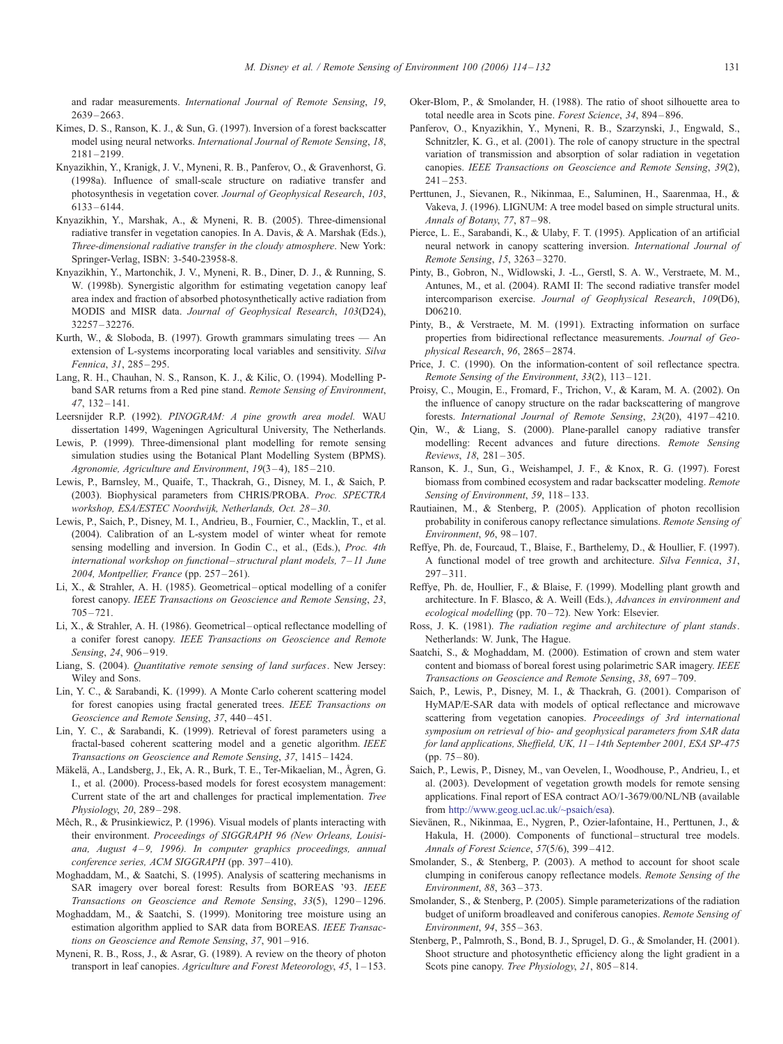and radar measurements. *International Journal of Remote Sensing*, *19*, 2639–2663.

Kimes, D. S., Ranson, K. J., & Sun, G. (1997). Inversion of a forest backscatter model using neural networks. *International Journal of Remote Sensing*, *18*, 2181–2199.

Knyazikhin, Y., Kranigk, J. V., Myneni, R. B., Panferov, O., & Gravenhorst, G. (1998a). Influence of small-scale structure on radiative transfer and photosynthesis in vegetation cover. *Journal of Geophysical Research*, *103*, 6133–6144.

Knyazikhin, Y., Marshak, A., & Myneni, R. B. (2005). Three-dimensional radiative transfer in vegetation canopies. In A. Davis, & A. Marshak (Eds.), *Three-dimensional radiative transfer in the cloudy atmosphere*. New York: Springer-Verlag, ISBN: 3-540-23958-8.

Knyazikhin, Y., Martonchik, J. V., Myneni, R. B., Diner, D. J., & Running, S. W. (1998b). Synergistic algorithm for estimating vegetation canopy leaf area index and fraction of absorbed photosynthetically active radiation from MODIS and MISR data. *Journal of Geophysical Research*, *103*(D24), 32257–32276.

Kurth, W., & Sloboda, B. (1997). Growth grammars simulating trees — An extension of L-systems incorporating local variables and sensitivity. *Silva Fennica*, *31*, 285–295.

Lang, R. H., Chauhan, N. S., Ranson, K. J., & Kilic, O. (1994). Modelling P-band SAR returns from a Red pine stand. *Remote Sensing of Environment*, *47*, 132–141.

Leersnijder R.P. (1992). *PINOGRAM: A pine growth area model.* WAU dissertation 1499, Wageningen Agricultural University, The Netherlands.

Lewis, P. (1999). Three-dimensional plant modelling for remote sensing simulation studies using the Botanical Plant Modelling System (BPMS). *Agronomie, Agriculture and Environment*, *19*(3–4), 185–210.

Lewis, P., Barnsley, M., Quaife, T., Thackrah, G., Disney, M. I., & Saich, P. (2003). Biophysical parameters from CHRIS/PROBA. *Proc. SPECTRA workshop, ESA/ESTEC Noordwijk, Netherlands, Oct. 28–30*.

Lewis, P., Saich, P., Disney, M. I., Andrieu, B., Fournier, C., Macklin, T., et al. (2004). Calibration of an L-system model of winter wheat for remote sensing modelling and inversion. In Godin C., et al., (Eds.), *Proc. 4th international workshop on functional–structural plant models, 7–11 June 2004, Montpellier, France* (pp. 257–261).

Li, X., & Strahler, A. H. (1985). Geometrical–optical modelling of a conifer forest canopy. *IEEE Transactions on Geoscience and Remote Sensing*, *23*, 705–721.

Li, X., & Strahler, A. H. (1986). Geometrical–optical reflectance modelling of a conifer forest canopy. *IEEE Transactions on Geoscience and Remote Sensing*, *24*, 906–919.

Liang, S. (2004). *Quantitative remote sensing of land surfaces*. New Jersey: Wiley and Sons.

Lin, Y. C., & Sarabandi, K. (1999). A Monte Carlo coherent scattering model for forest canopies using fractal generated trees. *IEEE Transactions on Geoscience and Remote Sensing*, *37*, 440–451.

Lin, Y. C., & Sarabandi, K. (1999). Retrieval of forest parameters using a fractal-based coherent scattering model and a genetic algorithm. *IEEE Transactions on Geoscience and Remote Sensing*, *37*, 1415–1424.

Mäkelä, A., Landsberg, J., Ek, A. R., Burk, T. E., Ter-Mikaelian, M., Ågren, G. I., et al. (2000). Process-based models for forest ecosystem management: Current state of the art and challenges for practical implementation. *Tree Physiology*, *20*, 289–298.

Měch, R., & Prusinkiewicz, P. (1996). Visual models of plants interacting with their environment. *Proceedings of SIGGRAPH 96 (New Orleans, Louisiana, August 4–9, 1996). In computer graphics proceedings, annual conference series, ACM SIGGRAPH* (pp. 397–410).

Moghaddam, M., & Saatchi, S. (1995). Analysis of scattering mechanisms in SAR imagery over boreal forest: Results from BOREAS '93. *IEEE Transactions on Geoscience and Remote Sensing*, *33*(5), 1290–1296.

Moghaddam, M., & Saatchi, S. (1999). Monitoring tree moisture using an estimation algorithm applied to SAR data from BOREAS. *IEEE Transactions on Geoscience and Remote Sensing*, *37*, 901–916.

Myneni, R. B., Ross, J., & Asrar, G. (1989). A review on the theory of photon transport in leaf canopies. *Agriculture and Forest Meteorology*, *45*, 1–153.

Oker-Blom, P., & Smolander, H. (1988). The ratio of shoot silhouette area to total needle area in Scots pine. *Forest Science*, *34*, 894–896.

Panferov, O., Knyazikhin, Y., Myneni, R. B., Szarzynski, J., Engwald, S., Schnitzler, K. G., et al. (2001). The role of canopy structure in the spectral variation of transmission and absorption of solar radiation in vegetation canopies. *IEEE Transactions on Geoscience and Remote Sensing*, *39*(2), 241–253.

Perttunen, J., Sievanen, R., Nikinmaa, E., Saluminen, H., Saarenmaa, H., & Vakeva, J. (1996). LIGNUM: A tree model based on simple structural units. *Annals of Botany*, *77*, 87–98.

Pierce, L. E., Sarabandi, K., & Ulaby, F. T. (1995). Application of an artificial neural network in canopy scattering inversion. *International Journal of Remote Sensing*, *15*, 3263–3270.

Pinty, B., Gobron, N., Widlowski, J. -L., Gerstl, S. A. W., Verstraete, M. M., Antunes, M., et al. (2004). RAMI II: The second radiative transfer model intercomparison exercise. *Journal of Geophysical Research*, *109*(D6), D06210.

Pinty, B., & Verstraete, M. M. (1991). Extracting information on surface properties from bidirectional reflectance measurements. *Journal of Geophysical Research*, *96*, 2865–2874.

Price, J. C. (1990). On the information-content of soil reflectance spectra. *Remote Sensing of the Environment*, *33*(2), 113–121.

Proisy, C., Mougin, E., Fromard, F., Trichon, V., & Karam, M. A. (2002). On the influence of canopy structure on the radar backscattering of mangrove forests. *International Journal of Remote Sensing*, *23*(20), 4197–4210.

Qin, W., & Liang, S. (2000). Plane-parallel canopy radiative transfer modelling: Recent advances and future directions. *Remote Sensing Reviews*, *18*, 281–305.

Ranson, K. J., Sun, G., Weishampel, J. F., & Knox, R. G. (1997). Forest biomass from combined ecosystem and radar backscatter modeling. *Remote Sensing of Environment*, *59*, 118–133.

Rautiainen, M., & Stenberg, P. (2005). Application of photon recollision probability in coniferous canopy reflectance simulations. *Remote Sensing of Environment*, *96*, 98–107.

Reffye, Ph. de, Fourcaud, T., Blaise, F., Barthelemy, D., & Houllier, F. (1997). A functional model of tree growth and architecture. *Silva Fennica*, *31*, 297–311.

Reffye, Ph. de, Houllier, F., & Blaise, F. (1999). Modelling plant growth and architecture. In F. Blasco, & A. Weill (Eds.), *Advances in environment and ecological modelling* (pp. 70–72). New York: Elsevier.

Ross, J. K. (1981). *The radiation regime and architecture of plant stands*. Netherlands: W. Junk, The Hague.

Saatchi, S., & Moghaddam, M. (2000). Estimation of crown and stem water content and biomass of boreal forest using polarimetric SAR imagery. *IEEE Transactions on Geoscience and Remote Sensing*, *38*, 697–709.

Saich, P., Lewis, P., Disney, M. I., & Thackrah, G. (2001). Comparison of HyMAP/E-SAR data with models of optical reflectance and microwave scattering from vegetation canopies. *Proceedings of 3rd international symposium on retrieval of bio- and geophysical parameters from SAR data for land applications, Sheffield, UK, 11–14th September 2001, ESA SP-475* (pp. 75–80).

Saich, P., Lewis, P., Disney, M., van Oevelen, I., Woodhouse, P., Andrieu, I., et al. (2003). Development of vegetation growth models for remote sensing applications. Final report of ESA contract AO/1-3679/00/NL/NB (available from http://www.geog.ucl.ac.uk/~psaich/esa).

Sievänen, R., Nikinmaa, E., Nygren, P., Ozier-lafontaine, H., Perttunen, J., & Hakula, H. (2000). Components of functional–structural tree models. *Annals of Forest Science*, *57*(5/6), 399–412.

Smolander, S., & Stenberg, P. (2003). A method to account for shoot scale clumping in coniferous canopy reflectance models. *Remote Sensing of the Environment*, *88*, 363–373.

Smolander, S., & Stenberg, P. (2005). Simple parameterizations of the radiation budget of uniform broadleaved and coniferous canopies. *Remote Sensing of Environment*, *94*, 355–363.

Stenberg, P., Palmroth, S., Bond, B. J., Sprugel, D. G., & Smolander, H. (2001). Shoot structure and photosynthetic efficiency along the light gradient in a Scots pine canopy. *Tree Physiology*, *21*, 805–814.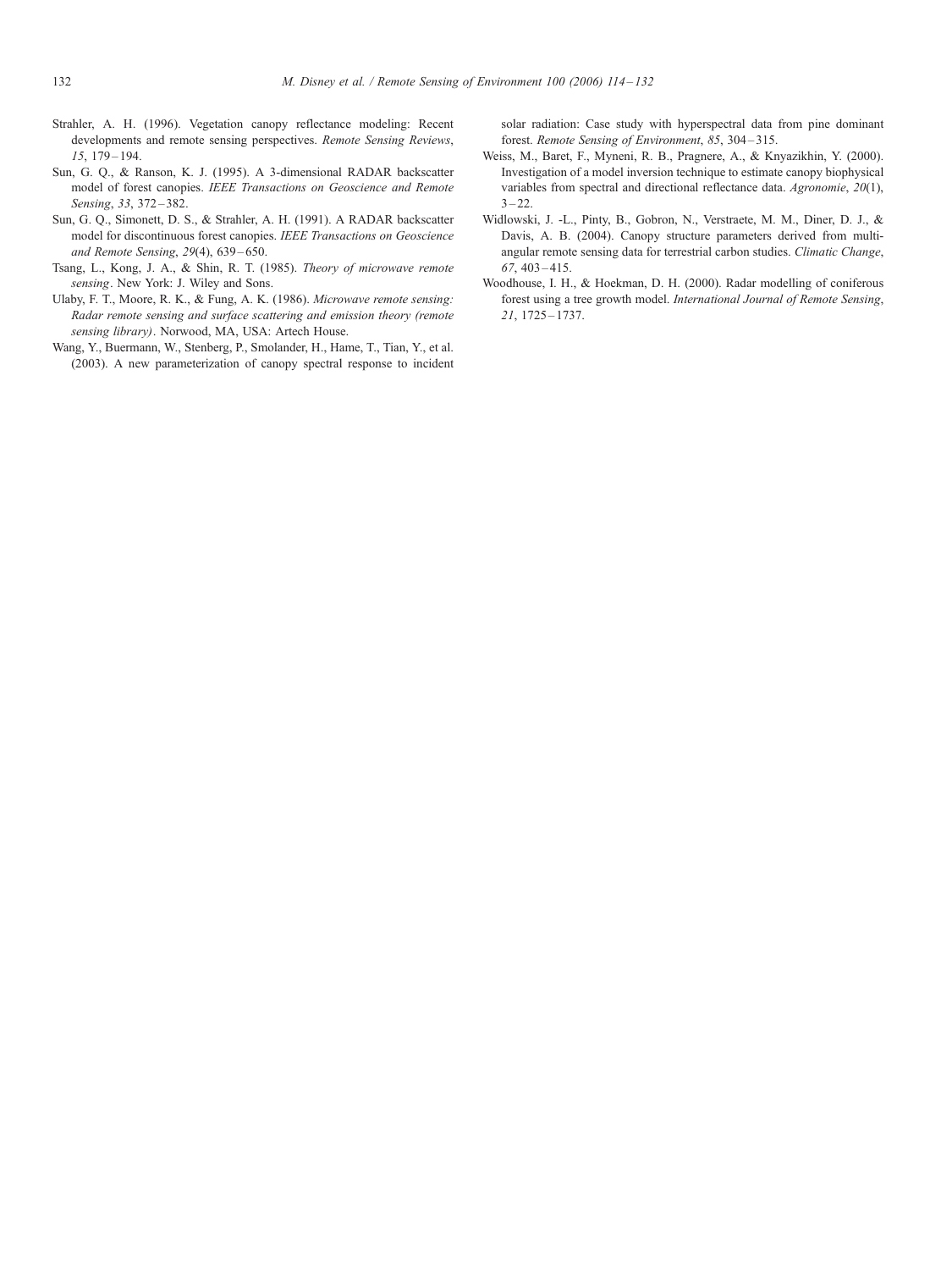Strahler, A. H. (1996). Vegetation canopy reflectance modeling: Recent developments and remote sensing perspectives. *Remote Sensing Reviews*, *15*, 179–194.

Sun, G. Q., & Ranson, K. J. (1995). A 3-dimensional RADAR backscatter model of forest canopies. *IEEE Transactions on Geoscience and Remote Sensing*, *33*, 372–382.

Sun, G. Q., Simonett, D. S., & Strahler, A. H. (1991). A RADAR backscatter model for discontinuous forest canopies. *IEEE Transactions on Geoscience and Remote Sensing*, *29*(4), 639–650.

Tsang, L., Kong, J. A., & Shin, R. T. (1985). *Theory of microwave remote sensing*. New York: J. Wiley and Sons.

Ulaby, F. T., Moore, R. K., & Fung, A. K. (1986). *Microwave remote sensing: Radar remote sensing and surface scattering and emission theory (remote sensing library)*. Norwood, MA, USA: Artech House.

Wang, Y., Buermann, W., Stenberg, P., Smolander, H., Hame, T., Tian, Y., et al. (2003). A new parameterization of canopy spectral response to incident solar radiation: Case study with hyperspectral data from pine dominant forest. *Remote Sensing of Environment*, *85*, 304–315.

Weiss, M., Baret, F., Myneni, R. B., Pragnere, A., & Knyazikhin, Y. (2000). Investigation of a model inversion technique to estimate canopy biophysical variables from spectral and directional reflectance data. *Agronomie*, *20*(1), 3–22.

Widlowski, J. -L., Pinty, B., Gobron, N., Verstraete, M. M., Diner, D. J., & Davis, A. B. (2004). Canopy structure parameters derived from multi-angular remote sensing data for terrestrial carbon studies. *Climatic Change*, *67*, 403–415.

Woodhouse, I. H., & Hoekman, D. H. (2000). Radar modelling of coniferous forest using a tree growth model. *International Journal of Remote Sensing*, *21*, 1725–1737.